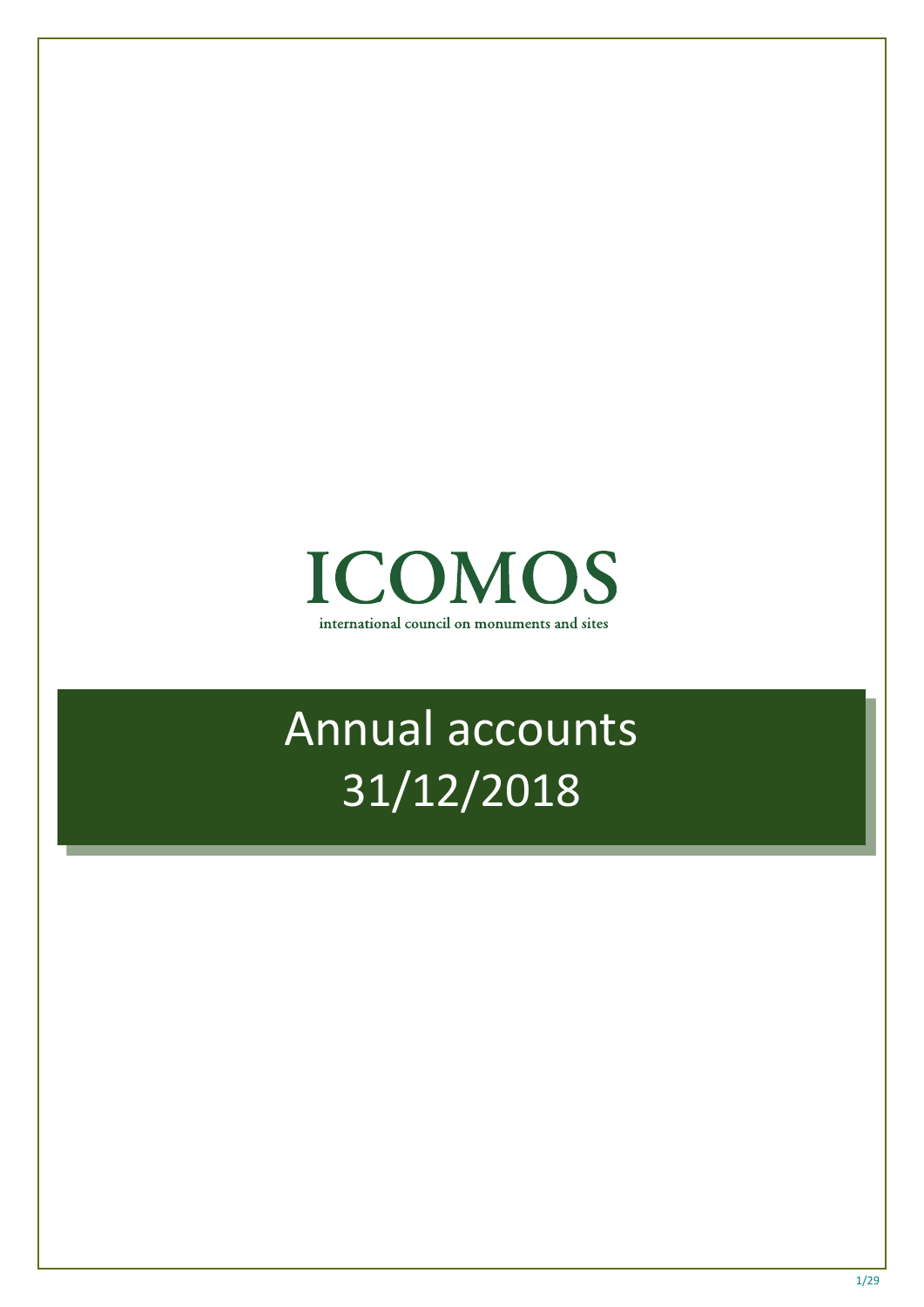# ICOMOS

international council on monuments and sites

# Annual accounts
# 31/12/2018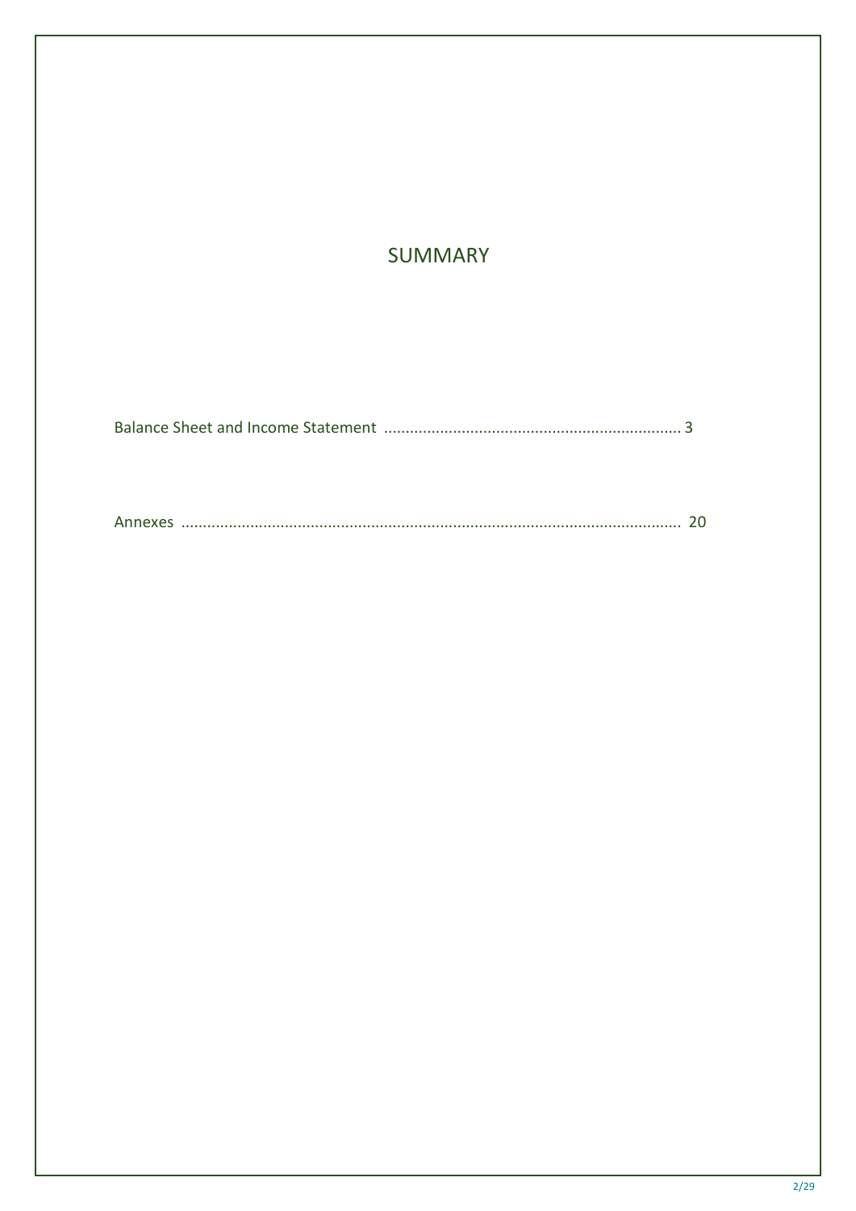# SUMMARY

Balance Sheet and Income Statement .................................................................... 3

Annexes .................................................................................................................. 20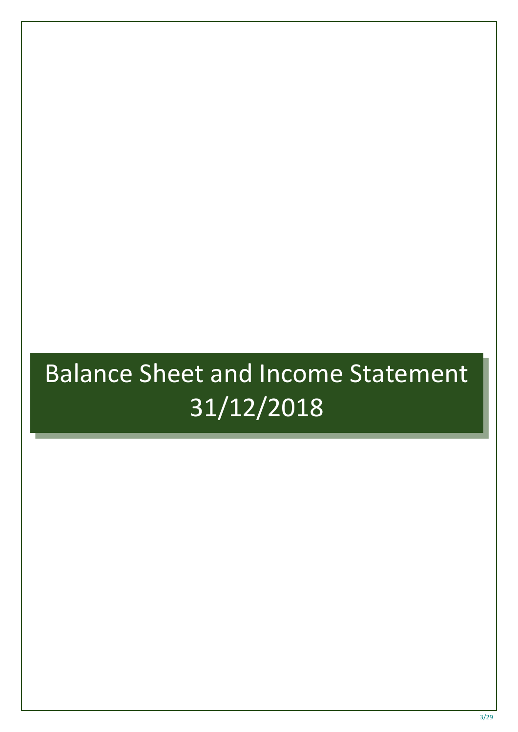# Balance Sheet and Income Statement 31/12/2018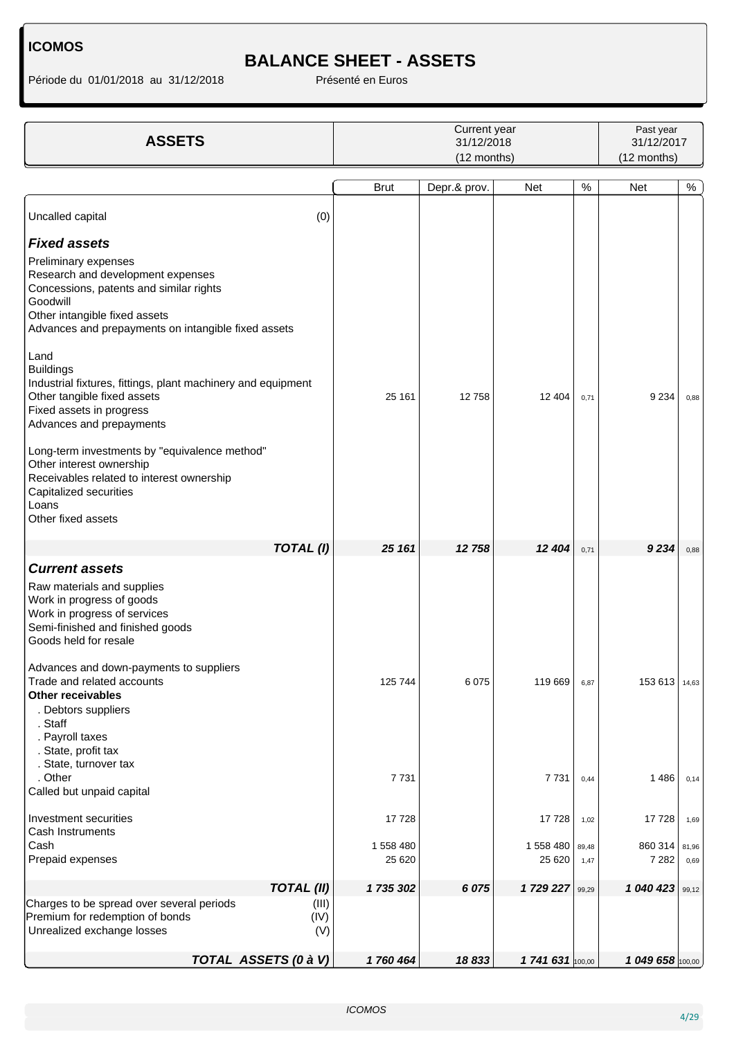**ICOMOS**

# BALANCE SHEET - ASSETS

Période du 01/01/2018 au 31/12/2018 Présenté en Euros

| ASSETS | Current year 31/12/2018 (12 months) | | | | Past year 31/12/2017 (12 months) | |
|---|---|---|---|---|---|---|
| | Brut | Depr.& prov. | Net | % | Net | % |
| Uncalled capital (0) | | | | | | |
| ***Fixed assets*** | | | | | | |
| Preliminary expenses | | | | | | |
| Research and development expenses | | | | | | |
| Concessions, patents and similar rights | | | | | | |
| Goodwill | | | | | | |
| Other intangible fixed assets | | | | | | |
| Advances and prepayments on intangible fixed assets | | | | | | |
| Land | | | | | | |
| Buildings | | | | | | |
| Industrial fixtures, fittings, plant machinery and equipment | | | | | | |
| Other tangible fixed assets | 25 161 | 12 758 | 12 404 | 0,71 | 9 234 | 0,88 |
| Fixed assets in progress | | | | | | |
| Advances and prepayments | | | | | | |
| Long-term investments by "equivalence method" | | | | | | |
| Other interest ownership | | | | | | |
| Receivables related to interest ownership | | | | | | |
| Capitalized securities | | | | | | |
| Loans | | | | | | |
| Other fixed assets | | | | | | |
| ***TOTAL (I)*** | ***25 161*** | ***12 758*** | ***12 404*** | 0,71 | ***9 234*** | 0,88 |
| ***Current assets*** | | | | | | |
| Raw materials and supplies | | | | | | |
| Work in progress of goods | | | | | | |
| Work in progress of services | | | | | | |
| Semi-finished and finished goods | | | | | | |
| Goods held for resale | | | | | | |
| Advances and down-payments to suppliers | | | | | | |
| Trade and related accounts | 125 744 | 6 075 | 119 669 | 6,87 | 153 613 | 14,63 |
| **Other receivables** | | | | | | |
| . Debtors suppliers | | | | | | |
| . Staff | | | | | | |
| . Payroll taxes | | | | | | |
| . State, profit tax | | | | | | |
| . State, turnover tax | | | | | | |
| . Other | 7 731 | | 7 731 | 0,44 | 1 486 | 0,14 |
| Called but unpaid capital | | | | | | |
| Investment securities | 17 728 | | 17 728 | 1,02 | 17 728 | 1,69 |
| Cash Instruments | | | | | | |
| Cash | 1 558 480 | | 1 558 480 | 89,48 | 860 314 | 81,96 |
| Prepaid expenses | 25 620 | | 25 620 | 1,47 | 7 282 | 0,69 |
| ***TOTAL (II)*** | ***1 735 302*** | ***6 075*** | ***1 729 227*** | 99,29 | ***1 040 423*** | 99,12 |
| Charges to be spread over several periods (III) | | | | | | |
| Premium for redemption of bonds (IV) | | | | | | |
| Unrealized exchange losses (V) | | | | | | |
| ***TOTAL ASSETS (0 à V)*** | ***1 760 464*** | ***18 833*** | ***1 741 631*** | 100,00 | ***1 049 658*** | 100,00 |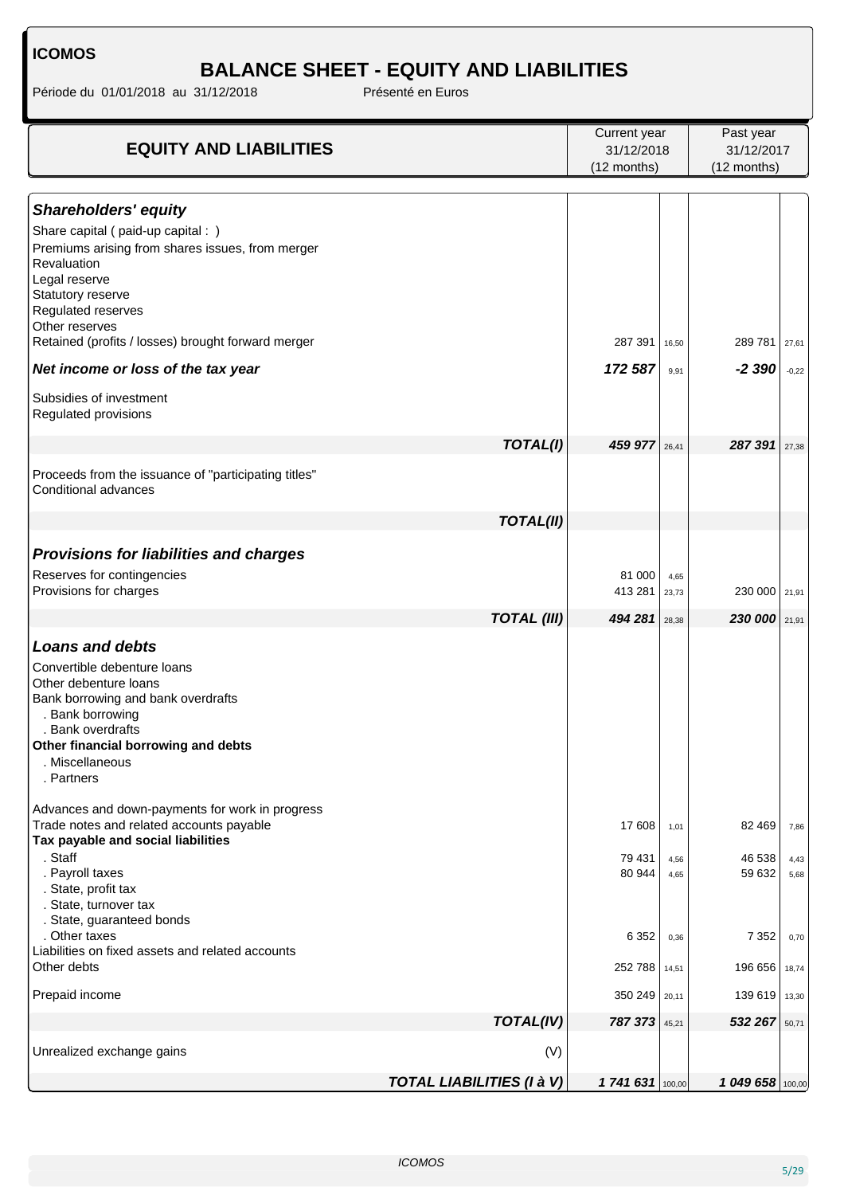**ICOMOS**

# BALANCE SHEET - EQUITY AND LIABILITIES

Période du 01/01/2018 au 31/12/2018 Présenté en Euros

| EQUITY AND LIABILITIES | Current year 31/12/2018 (12 months) | % | Past year 31/12/2017 (12 months) | % |
|---|---|---|---|---|
| ***Shareholders' equity*** | | | | |
| Share capital ( paid-up capital : ) | | | | |
| Premiums arising from shares issues, from merger | | | | |
| Revaluation | | | | |
| Legal reserve | | | | |
| Statutory reserve | | | | |
| Regulated reserves | | | | |
| Other reserves | | | | |
| Retained (profits / losses) brought forward merger | 287 391 | 16,50 | 289 781 | 27,61 |
| ***Net income or loss of the tax year*** | ***172 587*** | 9,91 | ***-2 390*** | -0,22 |
| Subsidies of investment | | | | |
| Regulated provisions | | | | |
| ***TOTAL(I)*** | ***459 977*** | 26,41 | ***287 391*** | 27,38 |
| Proceeds from the issuance of "participating titles" | | | | |
| Conditional advances | | | | |
| ***TOTAL(II)*** | | | | |
| ***Provisions for liabilities and charges*** | | | | |
| Reserves for contingencies | 81 000 | 4,65 | | |
| Provisions for charges | 413 281 | 23,73 | 230 000 | 21,91 |
| ***TOTAL (III)*** | ***494 281*** | 28,38 | ***230 000*** | 21,91 |
| ***Loans and debts*** | | | | |
| Convertible debenture loans | | | | |
| Other debenture loans | | | | |
| Bank borrowing and bank overdrafts | | | | |
| . Bank borrowing | | | | |
| . Bank overdrafts | | | | |
| **Other financial borrowing and debts** | | | | |
| . Miscellaneous | | | | |
| . Partners | | | | |
| Advances and down-payments for work in progress | | | | |
| Trade notes and related accounts payable | 17 608 | 1,01 | 82 469 | 7,86 |
| **Tax payable and social liabilities** | | | | |
| . Staff | 79 431 | 4,56 | 46 538 | 4,43 |
| . Payroll taxes | 80 944 | 4,65 | 59 632 | 5,68 |
| . State, profit tax | | | | |
| . State, turnover tax | | | | |
| . State, guaranteed bonds | | | | |
| . Other taxes | 6 352 | 0,36 | 7 352 | 0,70 |
| Liabilities on fixed assets and related accounts | | | | |
| Other debts | 252 788 | 14,51 | 196 656 | 18,74 |
| Prepaid income | 350 249 | 20,11 | 139 619 | 13,30 |
| ***TOTAL(IV)*** | ***787 373*** | 45,21 | ***532 267*** | 50,71 |
| Unrealized exchange gains (V) | | | | |
| ***TOTAL LIABILITIES (I à V)*** | ***1 741 631*** | 100,00 | ***1 049 658*** | 100,00 |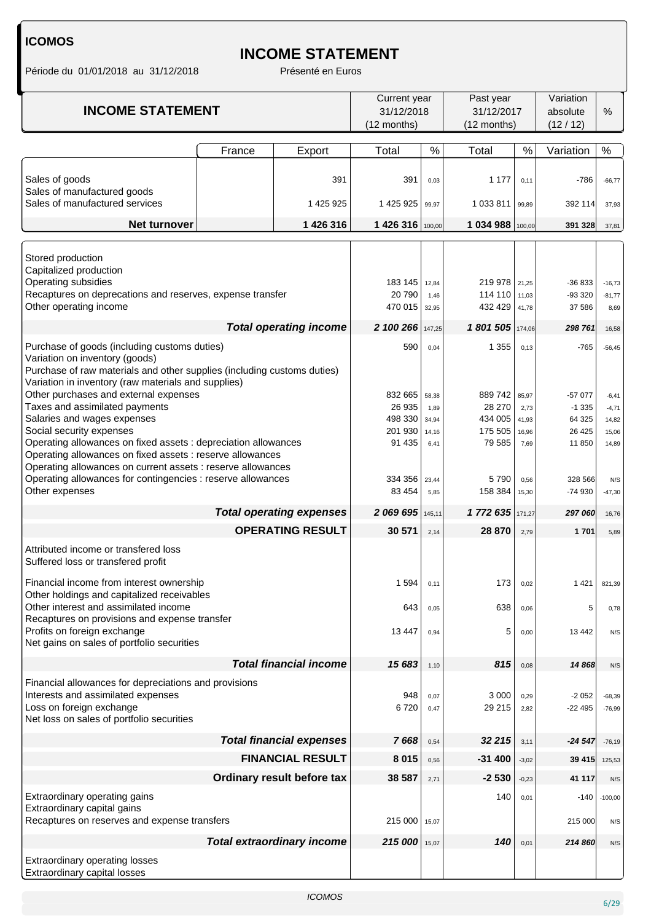**ICOMOS**

# INCOME STATEMENT

Période du 01/01/2018 au 31/12/2018 — Présenté en Euros

| INCOME STATEMENT | | | Current year 31/12/2018 (12 months) | | Past year 31/12/2017 (12 months) | | Variation absolute (12 / 12) | % |
|---|---|---|---|---|---|---|---|---|
| | France | Export | Total | % | Total | % | Variation | % |
| Sales of goods | | 391 | 391 | 0,03 | 1 177 | 0,11 | -786 | -66,77 |
| Sales of manufactured goods | | | | | | | | |
| Sales of manufactured services | | 1 425 925 | 1 425 925 | 99,97 | 1 033 811 | 99,89 | 392 114 | 37,93 |
| **Net turnover** | | **1 426 316** | **1 426 316** | 100,00 | **1 034 988** | 100,00 | **391 328** | 37,81 |
| Stored production | | | | | | | | |
| Capitalized production | | | | | | | | |
| Operating subsidies | | | 183 145 | 12,84 | 219 978 | 21,25 | -36 833 | -16,73 |
| Recaptures on deprecations and reserves, expense transfer | | | 20 790 | 1,46 | 114 110 | 11,03 | -93 320 | -81,77 |
| Other operating income | | | 470 015 | 32,95 | 432 429 | 41,78 | 37 586 | 8,69 |
| ***Total operating income*** | | | ***2 100 266*** | 147,25 | ***1 801 505*** | 174,06 | ***298 761*** | 16,58 |
| Purchase of goods (including customs duties) | | | 590 | 0,04 | 1 355 | 0,13 | -765 | -56,45 |
| Variation on inventory (goods) | | | | | | | | |
| Purchase of raw materials and other supplies (including customs duties) | | | | | | | | |
| Variation in inventory (raw materials and supplies) | | | | | | | | |
| Other purchases and external expenses | | | 832 665 | 58,38 | 889 742 | 85,97 | -57 077 | -6,41 |
| Taxes and assimilated payments | | | 26 935 | 1,89 | 28 270 | 2,73 | -1 335 | -4,71 |
| Salaries and wages expenses | | | 498 330 | 34,94 | 434 005 | 41,93 | 64 325 | 14,82 |
| Social security expenses | | | 201 930 | 14,16 | 175 505 | 16,96 | 26 425 | 15,06 |
| Operating allowances on fixed assets : depreciation allowances | | | 91 435 | 6,41 | 79 585 | 7,69 | 11 850 | 14,89 |
| Operating allowances on fixed assets : reserve allowances | | | | | | | | |
| Operating allowances on current assets : reserve allowances | | | | | | | | |
| Operating allowances for contingencies : reserve allowances | | | 334 356 | 23,44 | 5 790 | 0,56 | 328 566 | N/S |
| Other expenses | | | 83 454 | 5,85 | 158 384 | 15,30 | -74 930 | -47,30 |
| ***Total operating expenses*** | | | ***2 069 695*** | 145,11 | ***1 772 635*** | 171,27 | ***297 060*** | 16,76 |
| **OPERATING RESULT** | | | **30 571** | 2,14 | **28 870** | 2,79 | **1 701** | 5,89 |
| Attributed income or transfered loss | | | | | | | | |
| Suffered loss or transfered profit | | | | | | | | |
| Financial income from interest ownership | | | 1 594 | 0,11 | 173 | 0,02 | 1 421 | 821,39 |
| Other holdings and capitalized receivables | | | | | | | | |
| Other interest and assimilated income | | | 643 | 0,05 | 638 | 0,06 | 5 | 0,78 |
| Recaptures on provisions and expense transfer | | | | | | | | |
| Profits on foreign exchange | | | 13 447 | 0,94 | 5 | 0,00 | 13 442 | N/S |
| Net gains on sales of portfolio securities | | | | | | | | |
| ***Total financial income*** | | | ***15 683*** | 1,10 | ***815*** | 0,08 | ***14 868*** | N/S |
| Financial allowances for depreciations and provisions | | | | | | | | |
| Interests and assimilated expenses | | | 948 | 0,07 | 3 000 | 0,29 | -2 052 | -68,39 |
| Loss on foreign exchange | | | 6 720 | 0,47 | 29 215 | 2,82 | -22 495 | -76,99 |
| Net loss on sales of portfolio securities | | | | | | | | |
| ***Total financial expenses*** | | | ***7 668*** | 0,54 | ***32 215*** | 3,11 | ***-24 547*** | -76,19 |
| **FINANCIAL RESULT** | | | **8 015** | 0,56 | **-31 400** | -3,02 | **39 415** | 125,53 |
| **Ordinary result before tax** | | | **38 587** | 2,71 | **-2 530** | -0,23 | **41 117** | N/S |
| Extraordinary operating gains | | | | | 140 | 0,01 | -140 | -100,00 |
| Extraordinary capital gains | | | | | | | | |
| Recaptures on reserves and expense transfers | | | 215 000 | 15,07 | | | 215 000 | N/S |
| ***Total extraordinary income*** | | | ***215 000*** | 15,07 | ***140*** | 0,01 | ***214 860*** | N/S |
| Extraordinary operating losses | | | | | | | | |
| Extraordinary capital losses | | | | | | | | |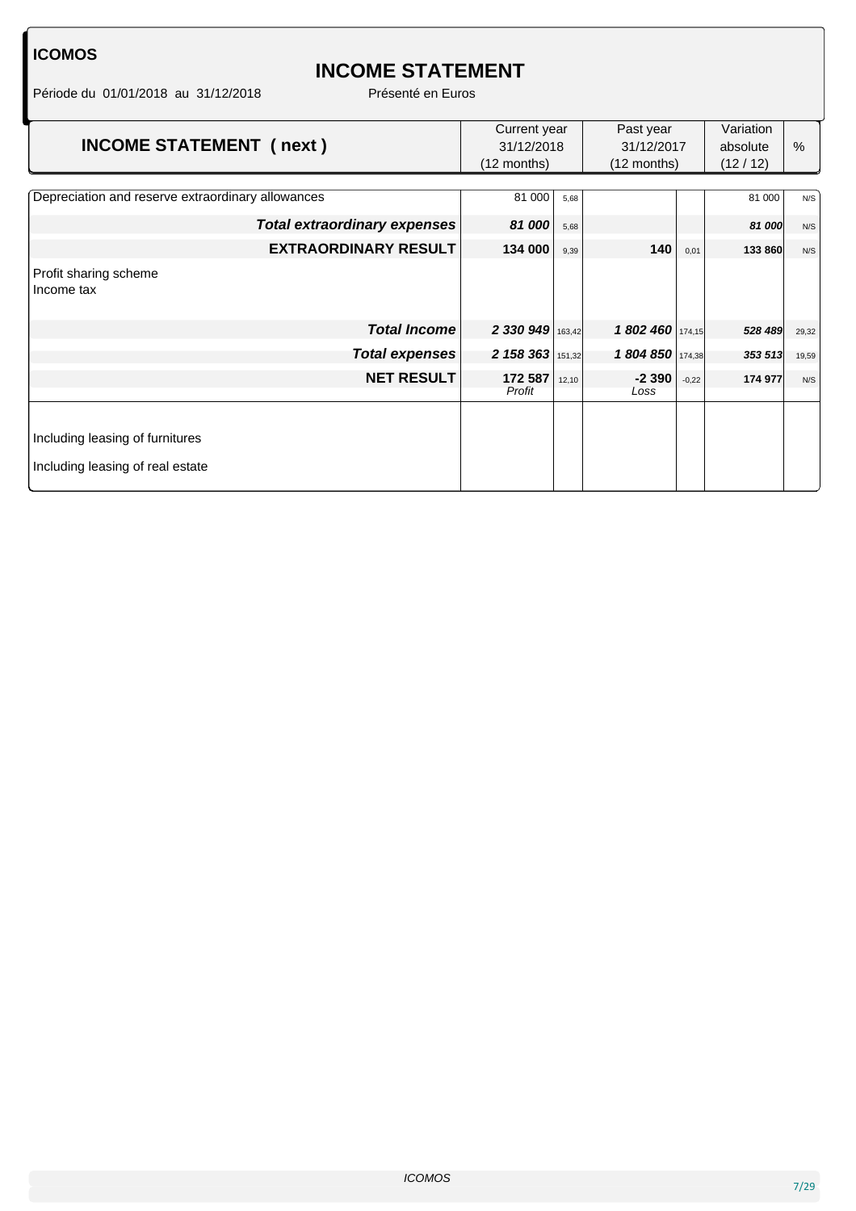**ICOMOS**

# INCOME STATEMENT

Période du 01/01/2018 au 31/12/2018 Présenté en Euros

| INCOME STATEMENT ( next ) | Current year 31/12/2018 (12 months) | | Past year 31/12/2017 (12 months) | | Variation absolute (12 / 12) | % |
|---|---|---|---|---|---|---|
| Depreciation and reserve extraordinary allowances | 81 000 | 5,68 | | | 81 000 | N/S |
| ***Total extraordinary expenses*** | ***81 000*** | 5,68 | | | ***81 000*** | N/S |
| **EXTRAORDINARY RESULT** | **134 000** | 9,39 | **140** | 0,01 | **133 860** | N/S |
| Profit sharing scheme | | | | | | |
| Income tax | | | | | | |
| ***Total Income*** | ***2 330 949*** | 163,42 | ***1 802 460*** | 174,15 | ***528 489*** | 29,32 |
| ***Total expenses*** | ***2 158 363*** | 151,32 | ***1 804 850*** | 174,38 | ***353 513*** | 19,59 |
| **NET RESULT** | **172 587** *Profit* | 12,10 | **-2 390** *Loss* | -0,22 | **174 977** | N/S |
| Including leasing of furnitures | | | | | | |
| Including leasing of real estate | | | | | | |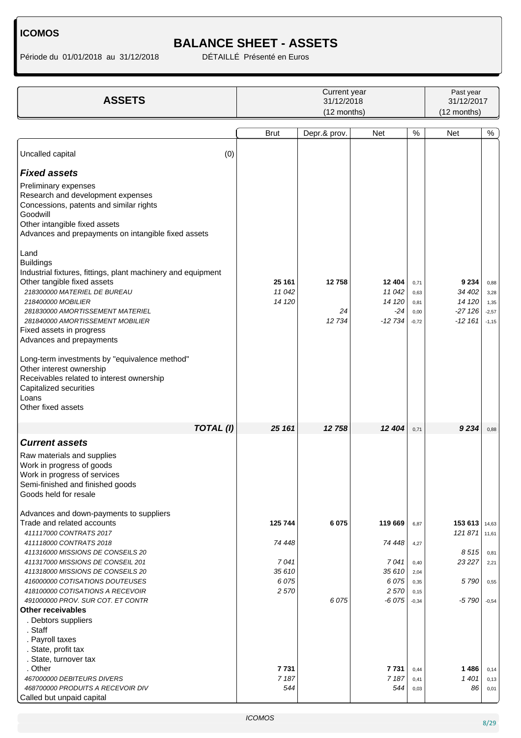**ICOMOS**

# BALANCE SHEET - ASSETS

Période du 01/01/2018 au 31/12/2018 DÉTAILLÉ Présenté en Euros

| ASSETS | Current year 31/12/2018 (12 months) | | | | Past year 31/12/2017 (12 months) | |
|---|---|---|---|---|---|---|
| | Brut | Depr.& prov. | Net | % | Net | % |
| Uncalled capital (0) | | | | | | |
| ***Fixed assets*** | | | | | | |
| Preliminary expenses | | | | | | |
| Research and development expenses | | | | | | |
| Concessions, patents and similar rights | | | | | | |
| Goodwill | | | | | | |
| Other intangible fixed assets | | | | | | |
| Advances and prepayments on intangible fixed assets | | | | | | |
| Land | | | | | | |
| Buildings | | | | | | |
| Industrial fixtures, fittings, plant machinery and equipment | | | | | | |
| Other tangible fixed assets | **25 161** | **12 758** | **12 404** | 0,71 | **9 234** | 0,88 |
| *218300000 MATERIEL DE BUREAU* | *11 042* | | *11 042* | 0,63 | *34 402* | 3,28 |
| *218400000 MOBILIER* | *14 120* | | *14 120* | 0,81 | *14 120* | 1,35 |
| *281830000 AMORTISSEMENT MATERIEL* | | *24* | *-24* | 0,00 | *-27 126* | -2,57 |
| *281840000 AMORTISSEMENT MOBILIER* | | *12 734* | *-12 734* | -0,72 | *-12 161* | -1,15 |
| Fixed assets in progress | | | | | | |
| Advances and prepayments | | | | | | |
| Long-term investments by "equivalence method" | | | | | | |
| Other interest ownership | | | | | | |
| Receivables related to interest ownership | | | | | | |
| Capitalized securities | | | | | | |
| Loans | | | | | | |
| Other fixed assets | | | | | | |
| ***TOTAL (I)*** | ***25 161*** | ***12 758*** | ***12 404*** | 0,71 | ***9 234*** | 0,88 |
| ***Current assets*** | | | | | | |
| Raw materials and supplies | | | | | | |
| Work in progress of goods | | | | | | |
| Work in progress of services | | | | | | |
| Semi-finished and finished goods | | | | | | |
| Goods held for resale | | | | | | |
| Advances and down-payments to suppliers | | | | | | |
| Trade and related accounts | **125 744** | **6 075** | **119 669** | 6,87 | **153 613** | 14,63 |
| *411117000 CONTRATS 2017* | | | | | *121 871* | 11,61 |
| *411118000 CONTRATS 2018* | *74 448* | | *74 448* | 4,27 | | |
| *411316000 MISSIONS DE CONSEILS 20* | | | | | *8 515* | 0,81 |
| *411317000 MISSIONS DE CONSEIL 201* | *7 041* | | *7 041* | 0,40 | *23 227* | 2,21 |
| *411318000 MISSIONS DE CONSEILS 20* | *35 610* | | *35 610* | 2,04 | | |
| *416000000 COTISATIONS DOUTEUSES* | *6 075* | | *6 075* | 0,35 | *5 790* | 0,55 |
| *418100000 COTISATIONS A RECEVOIR* | *2 570* | | *2 570* | 0,15 | | |
| *491000000 PROV. SUR COT. ET CONTR* | | *6 075* | *-6 075* | -0,34 | *-5 790* | -0,54 |
| **Other receivables** | | | | | | |
| . Debtors suppliers | | | | | | |
| . Staff | | | | | | |
| . Payroll taxes | | | | | | |
| . State, profit tax | | | | | | |
| . State, turnover tax | | | | | | |
| . Other | **7 731** | | **7 731** | 0,44 | **1 486** | 0,14 |
| *467000000 DEBITEURS DIVERS* | *7 187* | | *7 187* | 0,41 | *1 401* | 0,13 |
| *468700000 PRODUITS A RECEVOIR DIV* | *544* | | *544* | 0,03 | *86* | 0,01 |
| Called but unpaid capital | | | | | | |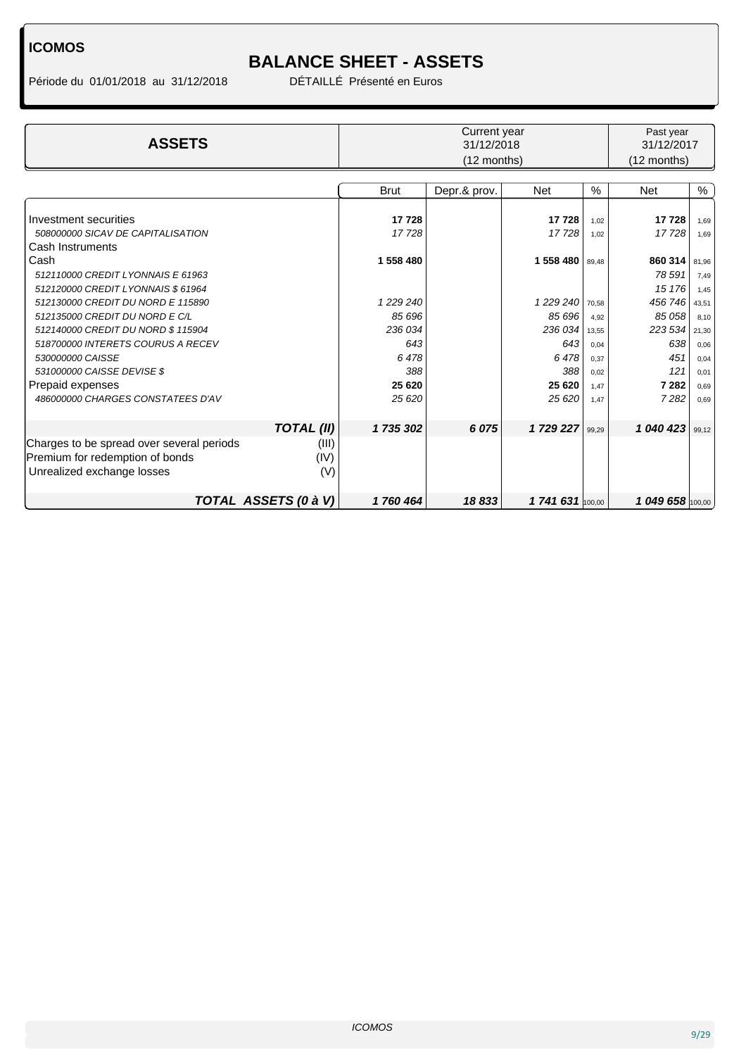**ICOMOS**

# BALANCE SHEET - ASSETS

Période du 01/01/2018 au 31/12/2018 DÉTAILLÉ Présenté en Euros

| ASSETS | Current year 31/12/2018 (12 months) | | | | Past year 31/12/2017 (12 months) | |
|---|---|---|---|---|---|---|
| | Brut | Depr.& prov. | Net | % | Net | % |
| Investment securities | **17 728** | | **17 728** | 1,02 | **17 728** | 1,69 |
| *508000000 SICAV DE CAPITALISATION* | *17 728* | | *17 728* | 1,02 | *17 728* | 1,69 |
| Cash Instruments | | | | | | |
| Cash | **1 558 480** | | **1 558 480** | 89,48 | **860 314** | 81,96 |
| *512110000 CREDIT LYONNAIS E 61963* | | | | | *78 591* | 7,49 |
| *512120000 CREDIT LYONNAIS $ 61964* | | | | | *15 176* | 1,45 |
| *512130000 CREDIT DU NORD E 115890* | *1 229 240* | | *1 229 240* | 70,58 | *456 746* | 43,51 |
| *512135000 CREDIT DU NORD E C/L* | *85 696* | | *85 696* | 4,92 | *85 058* | 8,10 |
| *512140000 CREDIT DU NORD $ 115904* | *236 034* | | *236 034* | 13,55 | *223 534* | 21,30 |
| *518700000 INTERETS COURUS A RECEV* | *643* | | *643* | 0,04 | *638* | 0,06 |
| *530000000 CAISSE* | *6 478* | | *6 478* | 0,37 | *451* | 0,04 |
| *531000000 CAISSE DEVISE $* | *388* | | *388* | 0,02 | *121* | 0,01 |
| Prepaid expenses | **25 620** | | **25 620** | 1,47 | **7 282** | 0,69 |
| *486000000 CHARGES CONSTATEES D'AV* | *25 620* | | *25 620* | 1,47 | *7 282* | 0,69 |
| ***TOTAL (II)*** | ***1 735 302*** | ***6 075*** | ***1 729 227*** | 99,29 | ***1 040 423*** | 99,12 |
| Charges to be spread over several periods (III) | | | | | | |
| Premium for redemption of bonds (IV) | | | | | | |
| Unrealized exchange losses (V) | | | | | | |
| ***TOTAL ASSETS (0 à V)*** | ***1 760 464*** | ***18 833*** | ***1 741 631*** | 100,00 | ***1 049 658*** | 100,00 |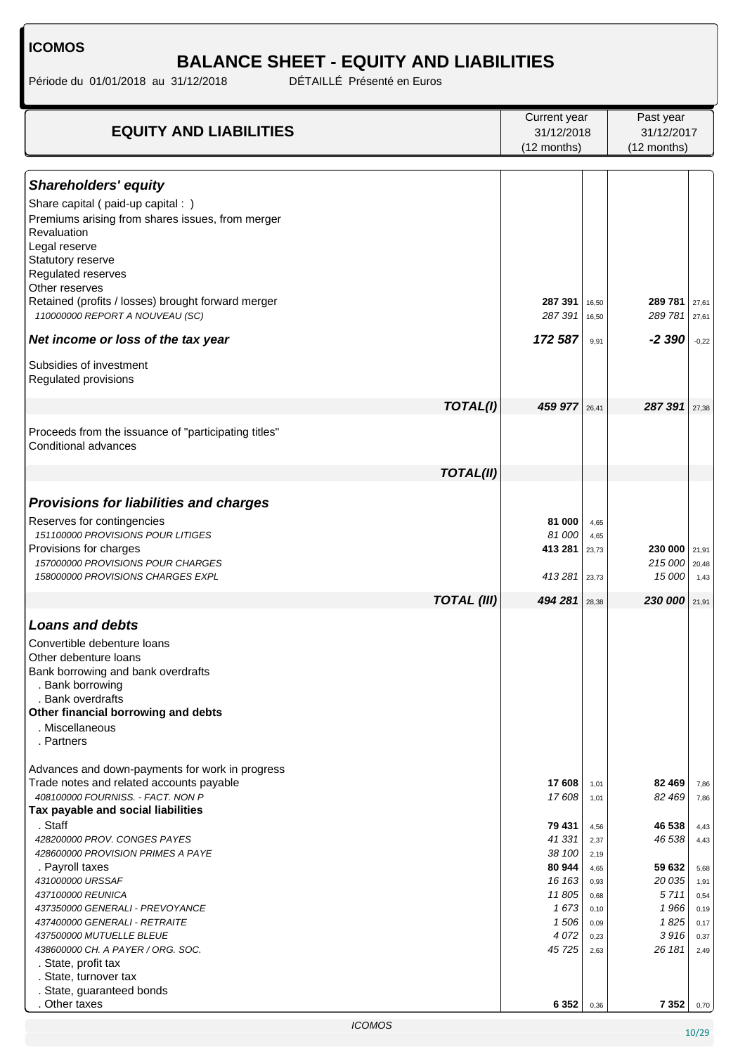**ICOMOS**

# BALANCE SHEET - EQUITY AND LIABILITIES

Période du 01/01/2018 au 31/12/2018 DÉTAILLÉ Présenté en Euros

| EQUITY AND LIABILITIES | Current year 31/12/2018 (12 months) | % | Past year 31/12/2017 (12 months) | % |
|---|---|---|---|---|
| ***Shareholders' equity*** | | | | |
| Share capital ( paid-up capital : ) | | | | |
| Premiums arising from shares issues, from merger | | | | |
| Revaluation | | | | |
| Legal reserve | | | | |
| Statutory reserve | | | | |
| Regulated reserves | | | | |
| Other reserves | | | | |
| Retained (profits / losses) brought forward merger | **287 391** | 16,50 | **289 781** | 27,61 |
| *110000000 REPORT A NOUVEAU (SC)* | *287 391* | 16,50 | *289 781* | 27,61 |
| ***Net income or loss of the tax year*** | ***172 587*** | 9,91 | ***-2 390*** | -0,22 |
| Subsidies of investment | | | | |
| Regulated provisions | | | | |
| ***TOTAL(I)*** | ***459 977*** | 26,41 | ***287 391*** | 27,38 |
| Proceeds from the issuance of "participating titles" | | | | |
| Conditional advances | | | | |
| ***TOTAL(II)*** | | | | |
| ***Provisions for liabilities and charges*** | | | | |
| Reserves for contingencies | **81 000** | 4,65 | | |
| *151100000 PROVISIONS POUR LITIGES* | *81 000* | 4,65 | | |
| Provisions for charges | **413 281** | 23,73 | **230 000** | 21,91 |
| *157000000 PROVISIONS POUR CHARGES* | | | *215 000* | 20,48 |
| *158000000 PROVISIONS CHARGES EXPL* | *413 281* | 23,73 | *15 000* | 1,43 |
| ***TOTAL (III)*** | ***494 281*** | 28,38 | ***230 000*** | 21,91 |
| ***Loans and debts*** | | | | |
| Convertible debenture loans | | | | |
| Other debenture loans | | | | |
| Bank borrowing and bank overdrafts | | | | |
| . Bank borrowing | | | | |
| . Bank overdrafts | | | | |
| **Other financial borrowing and debts** | | | | |
| . Miscellaneous | | | | |
| . Partners | | | | |
| Advances and down-payments for work in progress | | | | |
| Trade notes and related accounts payable | **17 608** | 1,01 | **82 469** | 7,86 |
| *408100000 FOURNISS. - FACT. NON P* | *17 608* | 1,01 | *82 469* | 7,86 |
| **Tax payable and social liabilities** | | | | |
| . Staff | **79 431** | 4,56 | **46 538** | 4,43 |
| *428200000 PROV. CONGES PAYES* | *41 331* | 2,37 | *46 538* | 4,43 |
| *428600000 PROVISION PRIMES A PAYE* | *38 100* | 2,19 | | |
| . Payroll taxes | **80 944** | 4,65 | **59 632** | 5,68 |
| *431000000 URSSAF* | *16 163* | 0,93 | *20 035* | 1,91 |
| *437100000 REUNICA* | *11 805* | 0,68 | *5 711* | 0,54 |
| *437350000 GENERALI - PREVOYANCE* | *1 673* | 0,10 | *1 966* | 0,19 |
| *437400000 GENERALI - RETRAITE* | *1 506* | 0,09 | *1 825* | 0,17 |
| *437500000 MUTUELLE BLEUE* | *4 072* | 0,23 | *3 916* | 0,37 |
| *438600000 CH. A PAYER / ORG. SOC.* | *45 725* | 2,63 | *26 181* | 2,49 |
| . State, profit tax | | | | |
| . State, turnover tax | | | | |
| . State, guaranteed bonds | | | | |
| . Other taxes | **6 352** | 0,36 | **7 352** | 0,70 |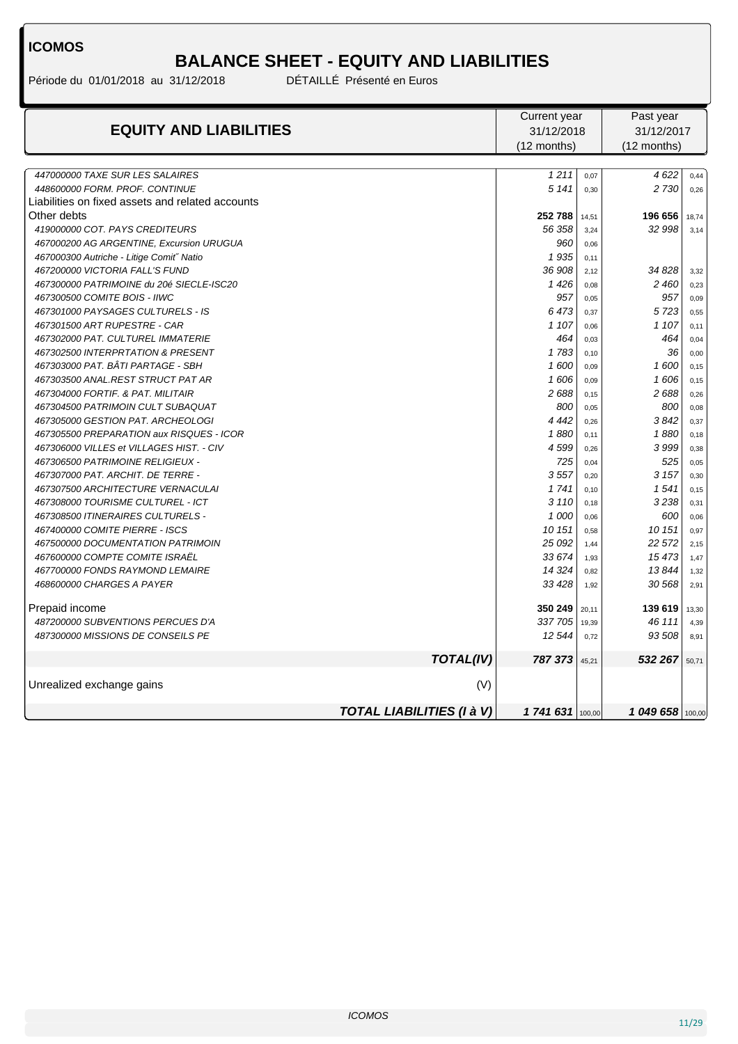**ICOMOS**

# BALANCE SHEET - EQUITY AND LIABILITIES

Période du 01/01/2018 au 31/12/2018 DÉTAILLÉ Présenté en Euros

| EQUITY AND LIABILITIES | Current year 31/12/2018 (12 months) | % | Past year 31/12/2017 (12 months) | % |
|---|---|---|---|---|
| *447000000 TAXE SUR LES SALAIRES* | *1 211* | 0,07 | *4 622* | 0,44 |
| *448600000 FORM. PROF. CONTINUE* | *5 141* | 0,30 | *2 730* | 0,26 |
| Liabilities on fixed assets and related accounts | | | | |
| Other debts | **252 788** | 14,51 | **196 656** | 18,74 |
| *419000000 COT. PAYS CREDITEURS* | *56 358* | 3,24 | *32 998* | 3,14 |
| *467000200 AG ARGENTINE, Excursion URUGUA* | *960* | 0,06 | | |
| *467000300 Autriche - Litige Comit˝ Natio* | *1 935* | 0,11 | | |
| *467200000 VICTORIA FALL'S FUND* | *36 908* | 2,12 | *34 828* | 3,32 |
| *467300000 PATRIMOINE du 20é SIECLE-ISC20* | *1 426* | 0,08 | *2 460* | 0,23 |
| *467300500 COMITE BOIS - IIWC* | *957* | 0,05 | *957* | 0,09 |
| *467301000 PAYSAGES CULTURELS - IS* | *6 473* | 0,37 | *5 723* | 0,55 |
| *467301500 ART RUPESTRE - CAR* | *1 107* | 0,06 | *1 107* | 0,11 |
| *467302000 PAT. CULTUREL IMMATERIE* | *464* | 0,03 | *464* | 0,04 |
| *467302500 INTERPRTATION & PRESENT* | *1 783* | 0,10 | *36* | 0,00 |
| *467303000 PAT. BÂTI PARTAGE - SBH* | *1 600* | 0,09 | *1 600* | 0,15 |
| *467303500 ANAL.REST STRUCT PAT AR* | *1 606* | 0,09 | *1 606* | 0,15 |
| *467304000 FORTIF. & PAT. MILITAIR* | *2 688* | 0,15 | *2 688* | 0,26 |
| *467304500 PATRIMOIN CULT SUBAQUAT* | *800* | 0,05 | *800* | 0,08 |
| *467305000 GESTION PAT. ARCHEOLOGI* | *4 442* | 0,26 | *3 842* | 0,37 |
| *467305500 PREPARATION aux RISQUES - ICOR* | *1 880* | 0,11 | *1 880* | 0,18 |
| *467306000 VILLES et VILLAGES HIST. - CIV* | *4 599* | 0,26 | *3 999* | 0,38 |
| *467306500 PATRIMOINE RELIGIEUX -* | *725* | 0,04 | *525* | 0,05 |
| *467307000 PAT. ARCHIT. DE TERRE -* | *3 557* | 0,20 | *3 157* | 0,30 |
| *467307500 ARCHITECTURE VERNACULAI* | *1 741* | 0,10 | *1 541* | 0,15 |
| *467308000 TOURISME CULTUREL - ICT* | *3 110* | 0,18 | *3 238* | 0,31 |
| *467308500 ITINERAIRES CULTURELS -* | *1 000* | 0,06 | *600* | 0,06 |
| *467400000 COMITE PIERRE - ISCS* | *10 151* | 0,58 | *10 151* | 0,97 |
| *467500000 DOCUMENTATION PATRIMOIN* | *25 092* | 1,44 | *22 572* | 2,15 |
| *467600000 COMPTE COMITE ISRAËL* | *33 674* | 1,93 | *15 473* | 1,47 |
| *467700000 FONDS RAYMOND LEMAIRE* | *14 324* | 0,82 | *13 844* | 1,32 |
| *468600000 CHARGES A PAYER* | *33 428* | 1,92 | *30 568* | 2,91 |
| Prepaid income | **350 249** | 20,11 | **139 619** | 13,30 |
| *487200000 SUBVENTIONS PERCUES D'A* | *337 705* | 19,39 | *46 111* | 4,39 |
| *487300000 MISSIONS DE CONSEILS PE* | *12 544* | 0,72 | *93 508* | 8,91 |
| ***TOTAL(IV)*** | ***787 373*** | 45,21 | ***532 267*** | 50,71 |
| Unrealized exchange gains (V) | | | | |
| ***TOTAL LIABILITIES (I à V)*** | ***1 741 631*** | 100,00 | ***1 049 658*** | 100,00 |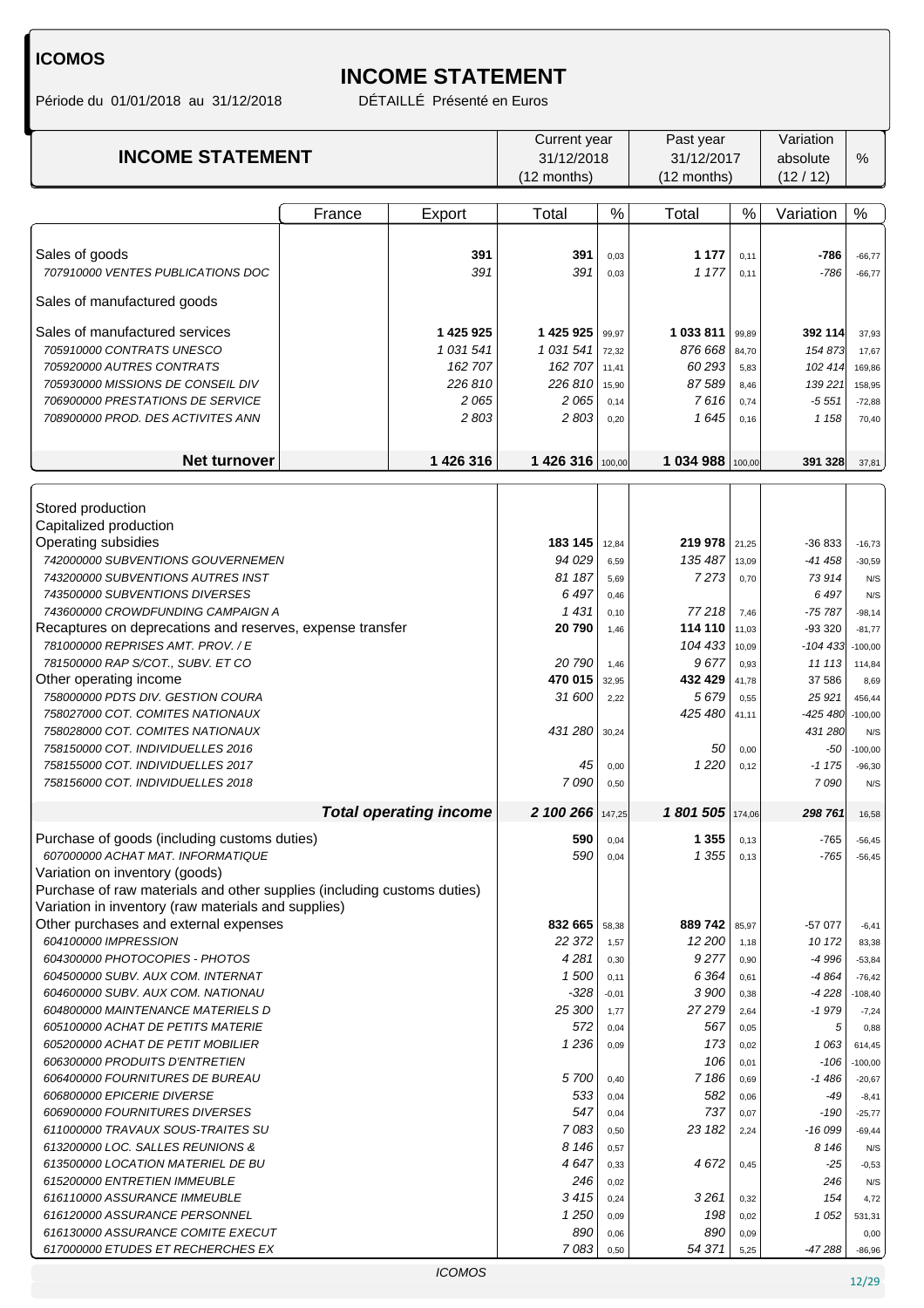**ICOMOS**

# INCOME STATEMENT

Période du 01/01/2018 au 31/12/2018 DÉTAILLÉ Présenté en Euros

| INCOME STATEMENT | | | Current year 31/12/2018 (12 months) | | Past year 31/12/2017 (12 months) | | Variation absolute (12 / 12) | % |
|---|---|---|---|---|---|---|---|---|
| | France | Export | Total | % | Total | % | Variation | % |
| Sales of goods | | **391** | **391** | 0,03 | **1 177** | 0,11 | **-786** | -66,77 |
| *707910000 VENTES PUBLICATIONS DOC* | | *391* | *391* | 0,03 | *1 177* | 0,11 | *-786* | -66,77 |
| Sales of manufactured goods | | | | | | | | |
| Sales of manufactured services | | **1 425 925** | **1 425 925** | 99,97 | **1 033 811** | 99,89 | **392 114** | 37,93 |
| *705910000 CONTRATS UNESCO* | | *1 031 541* | *1 031 541* | 72,32 | *876 668* | 84,70 | *154 873* | 17,67 |
| *705920000 AUTRES CONTRATS* | | *162 707* | *162 707* | 11,41 | *60 293* | 5,83 | *102 414* | 169,86 |
| *705930000 MISSIONS DE CONSEIL DIV* | | *226 810* | *226 810* | 15,90 | *87 589* | 8,46 | *139 221* | 158,95 |
| *706900000 PRESTATIONS DE SERVICE* | | *2 065* | *2 065* | 0,14 | *7 616* | 0,74 | *-5 551* | -72,88 |
| *708900000 PROD. DES ACTIVITES ANN* | | *2 803* | *2 803* | 0,20 | *1 645* | 0,16 | *1 158* | 70,40 |
| **Net turnover** | | **1 426 316** | **1 426 316** | 100,00 | **1 034 988** | 100,00 | **391 328** | 37,81 |

| | Total | % | Total | % | Variation | % |
|---|---|---|---|---|---|---|
| Stored production | | | | | | |
| Capitalized production | | | | | | |
| Operating subsidies | **183 145** | 12,84 | **219 978** | 21,25 | -36 833 | -16,73 |
| *742000000 SUBVENTIONS GOUVERNEMEN* | *94 029* | 6,59 | *135 487* | 13,09 | *-41 458* | -30,59 |
| *743200000 SUBVENTIONS AUTRES INST* | *81 187* | 5,69 | *7 273* | 0,70 | *73 914* | N/S |
| *743500000 SUBVENTIONS DIVERSES* | *6 497* | 0,46 | | | *6 497* | N/S |
| *743600000 CROWDFUNDING CAMPAIGN A* | *1 431* | 0,10 | *77 218* | 7,46 | *-75 787* | -98,14 |
| Recaptures on deprecations and reserves, expense transfer | **20 790** | 1,46 | **114 110** | 11,03 | -93 320 | -81,77 |
| *781000000 REPRISES AMT. PROV. / E* | | | *104 433* | 10,09 | *-104 433* | -100,00 |
| *781500000 RAP S/COT., SUBV. ET CO* | *20 790* | 1,46 | *9 677* | 0,93 | *11 113* | 114,84 |
| Other operating income | **470 015** | 32,95 | **432 429** | 41,78 | 37 586 | 8,69 |
| *758000000 PDTS DIV. GESTION COURA* | *31 600* | 2,22 | *5 679* | 0,55 | *25 921* | 456,44 |
| *758027000 COT. COMITES NATIONAUX* | | | *425 480* | 41,11 | *-425 480* | -100,00 |
| *758028000 COT. COMITES NATIONAUX* | *431 280* | 30,24 | | | *431 280* | N/S |
| *758150000 COT. INDIVIDUELLES 2016* | | | *50* | 0,00 | *-50* | -100,00 |
| *758155000 COT. INDIVIDUELLES 2017* | *45* | 0,00 | *1 220* | 0,12 | *-1 175* | -96,30 |
| *758156000 COT. INDIVIDUELLES 2018* | *7 090* | 0,50 | | | *7 090* | N/S |
| ***Total operating income*** | ***2 100 266*** | 147,25 | ***1 801 505*** | 174,06 | ***298 761*** | 16,58 |
| Purchase of goods (including customs duties) | **590** | 0,04 | **1 355** | 0,13 | -765 | -56,45 |
| *607000000 ACHAT MAT. INFORMATIQUE* | *590* | 0,04 | *1 355* | 0,13 | *-765* | -56,45 |
| Variation on inventory (goods) | | | | | | |
| Purchase of raw materials and other supplies (including customs duties) | | | | | | |
| Variation in inventory (raw materials and supplies) | | | | | | |
| Other purchases and external expenses | **832 665** | 58,38 | **889 742** | 85,97 | -57 077 | -6,41 |
| *604100000 IMPRESSION* | *22 372* | 1,57 | *12 200* | 1,18 | *10 172* | 83,38 |
| *604300000 PHOTOCOPIES - PHOTOS* | *4 281* | 0,30 | *9 277* | 0,90 | *-4 996* | -53,84 |
| *604500000 SUBV. AUX COM. INTERNAT* | *1 500* | 0,11 | *6 364* | 0,61 | *-4 864* | -76,42 |
| *604600000 SUBV. AUX COM. NATIONAU* | *-328* | -0,01 | *3 900* | 0,38 | *-4 228* | -108,40 |
| *604800000 MAINTENANCE MATERIELS D* | *25 300* | 1,77 | *27 279* | 2,64 | *-1 979* | -7,24 |
| *605100000 ACHAT DE PETITS MATERIE* | *572* | 0,04 | *567* | 0,05 | *5* | 0,88 |
| *605200000 ACHAT DE PETIT MOBILIER* | *1 236* | 0,09 | *173* | 0,02 | *1 063* | 614,45 |
| *606300000 PRODUITS D'ENTRETIEN* | | | *106* | 0,01 | *-106* | -100,00 |
| *606400000 FOURNITURES DE BUREAU* | *5 700* | 0,40 | *7 186* | 0,69 | *-1 486* | -20,67 |
| *606800000 EPICERIE DIVERSE* | *533* | 0,04 | *582* | 0,06 | *-49* | -8,41 |
| *606900000 FOURNITURES DIVERSES* | *547* | 0,04 | *737* | 0,07 | *-190* | -25,77 |
| *611000000 TRAVAUX SOUS-TRAITES SU* | *7 083* | 0,50 | *23 182* | 2,24 | *-16 099* | -69,44 |
| *613200000 LOC. SALLES REUNIONS &* | *8 146* | 0,57 | | | *8 146* | N/S |
| *613500000 LOCATION MATERIEL DE BU* | *4 647* | 0,33 | *4 672* | 0,45 | *-25* | -0,53 |
| *615200000 ENTRETIEN IMMEUBLE* | *246* | 0,02 | | | *246* | N/S |
| *616110000 ASSURANCE IMMEUBLE* | *3 415* | 0,24 | *3 261* | 0,32 | *154* | 4,72 |
| *616120000 ASSURANCE PERSONNEL* | *1 250* | 0,09 | *198* | 0,02 | *1 052* | 531,31 |
| *616130000 ASSURANCE COMITE EXECUT* | *890* | 0,06 | *890* | 0,09 | | 0,00 |
| *617000000 ETUDES ET RECHERCHES EX* | *7 083* | 0,50 | *54 371* | 5,25 | *-47 288* | -86,96 |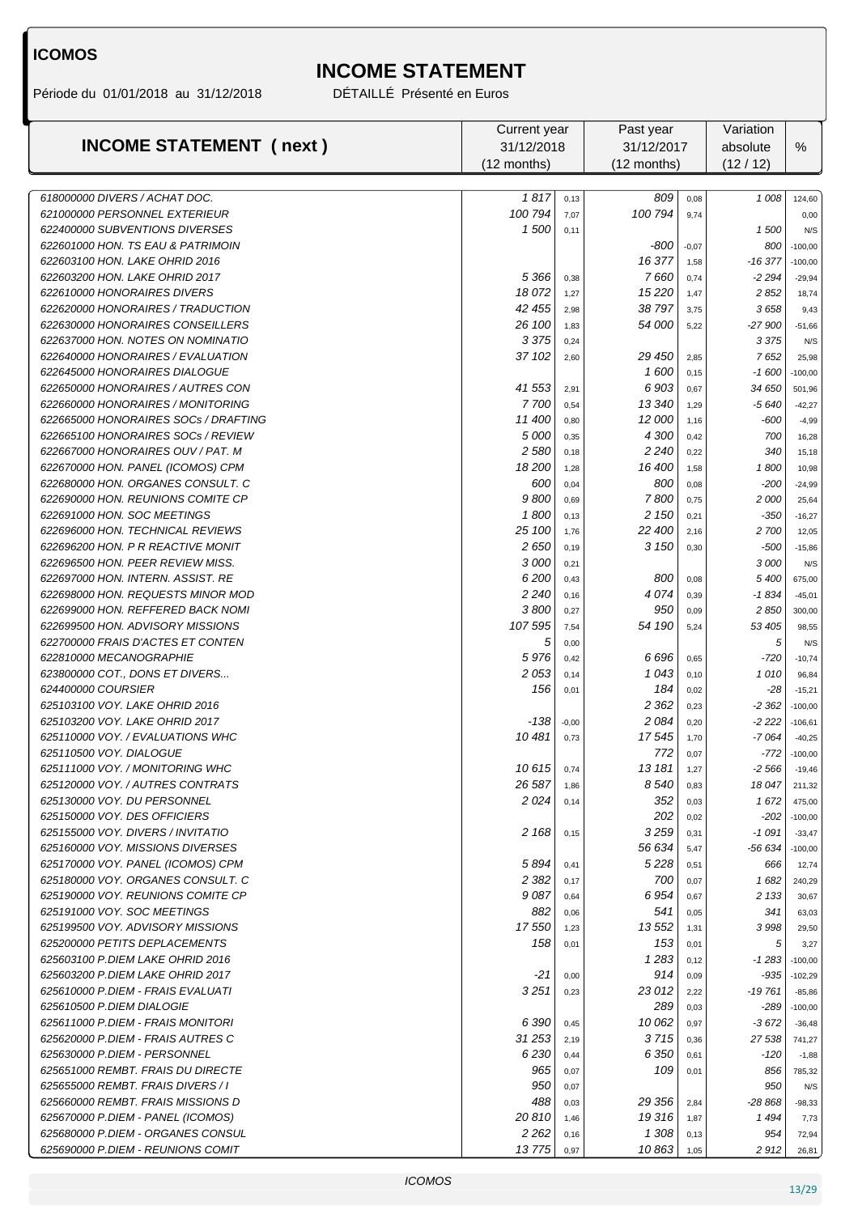**ICOMOS**

# INCOME STATEMENT

Période du 01/01/2018 au 31/12/2018 DÉTAILLÉ Présenté en Euros

| INCOME STATEMENT ( next ) | Current year 31/12/2018 (12 months) | | Past year 31/12/2017 (12 months) | | Variation absolute (12 / 12) | % |
|---|---|---|---|---|---|---|
| 618000000 DIVERS / ACHAT DOC. | 1 817 | 0,13 | 809 | 0,08 | 1 008 | 124,60 |
| 621000000 PERSONNEL EXTERIEUR | 100 794 | 7,07 | 100 794 | 9,74 | | 0,00 |
| 622400000 SUBVENTIONS DIVERSES | 1 500 | 0,11 | | | 1 500 | N/S |
| 622601000 HON. TS EAU & PATRIMOIN | | | -800 | -0,07 | 800 | -100,00 |
| 622603100 HON. LAKE OHRID 2016 | | | 16 377 | 1,58 | -16 377 | -100,00 |
| 622603200 HON. LAKE OHRID 2017 | 5 366 | 0,38 | 7 660 | 0,74 | -2 294 | -29,94 |
| 622610000 HONORAIRES DIVERS | 18 072 | 1,27 | 15 220 | 1,47 | 2 852 | 18,74 |
| 622620000 HONORAIRES / TRADUCTION | 42 455 | 2,98 | 38 797 | 3,75 | 3 658 | 9,43 |
| 622630000 HONORAIRES CONSEILLERS | 26 100 | 1,83 | 54 000 | 5,22 | -27 900 | -51,66 |
| 622637000 HON. NOTES ON NOMINATIO | 3 375 | 0,24 | | | 3 375 | N/S |
| 622640000 HONORAIRES / EVALUATION | 37 102 | 2,60 | 29 450 | 2,85 | 7 652 | 25,98 |
| 622645000 HONORAIRES DIALOGUE | | | 1 600 | 0,15 | -1 600 | -100,00 |
| 622650000 HONORAIRES / AUTRES CON | 41 553 | 2,91 | 6 903 | 0,67 | 34 650 | 501,96 |
| 622660000 HONORAIRES / MONITORING | 7 700 | 0,54 | 13 340 | 1,29 | -5 640 | -42,27 |
| 622665000 HONORAIRES SOCs / DRAFTING | 11 400 | 0,80 | 12 000 | 1,16 | -600 | -4,99 |
| 622665100 HONORAIRES SOCs / REVIEW | 5 000 | 0,35 | 4 300 | 0,42 | 700 | 16,28 |
| 622667000 HONORAIRES OUV / PAT. M | 2 580 | 0,18 | 2 240 | 0,22 | 340 | 15,18 |
| 622670000 HON. PANEL (ICOMOS) CPM | 18 200 | 1,28 | 16 400 | 1,58 | 1 800 | 10,98 |
| 622680000 HON. ORGANES CONSULT. C | 600 | 0,04 | 800 | 0,08 | -200 | -24,99 |
| 622690000 HON. REUNIONS COMITE CP | 9 800 | 0,69 | 7 800 | 0,75 | 2 000 | 25,64 |
| 622691000 HON. SOC MEETINGS | 1 800 | 0,13 | 2 150 | 0,21 | -350 | -16,27 |
| 622696000 HON. TECHNICAL REVIEWS | 25 100 | 1,76 | 22 400 | 2,16 | 2 700 | 12,05 |
| 622696200 HON. P R REACTIVE MONIT | 2 650 | 0,19 | 3 150 | 0,30 | -500 | -15,86 |
| 622696500 HON. PEER REVIEW MISS. | 3 000 | 0,21 | | | 3 000 | N/S |
| 622697000 HON. INTERN. ASSIST. RE | 6 200 | 0,43 | 800 | 0,08 | 5 400 | 675,00 |
| 622698000 HON. REQUESTS MINOR MOD | 2 240 | 0,16 | 4 074 | 0,39 | -1 834 | -45,01 |
| 622699000 HON. REFFERED BACK NOMI | 3 800 | 0,27 | 950 | 0,09 | 2 850 | 300,00 |
| 622699500 HON. ADVISORY MISSIONS | 107 595 | 7,54 | 54 190 | 5,24 | 53 405 | 98,55 |
| 622700000 FRAIS D'ACTES ET CONTEN | 5 | 0,00 | | | 5 | N/S |
| 622810000 MECANOGRAPHIE | 5 976 | 0,42 | 6 696 | 0,65 | -720 | -10,74 |
| 623800000 COT., DONS ET DIVERS... | 2 053 | 0,14 | 1 043 | 0,10 | 1 010 | 96,84 |
| 624400000 COURSIER | 156 | 0,01 | 184 | 0,02 | -28 | -15,21 |
| 625103100 VOY. LAKE OHRID 2016 | | | 2 362 | 0,23 | -2 362 | -100,00 |
| 625103200 VOY. LAKE OHRID 2017 | -138 | -0,00 | 2 084 | 0,20 | -2 222 | -106,61 |
| 625110000 VOY. / EVALUATIONS WHC | 10 481 | 0,73 | 17 545 | 1,70 | -7 064 | -40,25 |
| 625110500 VOY. DIALOGUE | | | 772 | 0,07 | -772 | -100,00 |
| 625111000 VOY. / MONITORING WHC | 10 615 | 0,74 | 13 181 | 1,27 | -2 566 | -19,46 |
| 625120000 VOY. / AUTRES CONTRATS | 26 587 | 1,86 | 8 540 | 0,83 | 18 047 | 211,32 |
| 625130000 VOY. DU PERSONNEL | 2 024 | 0,14 | 352 | 0,03 | 1 672 | 475,00 |
| 625150000 VOY. DES OFFICIERS | | | 202 | 0,02 | -202 | -100,00 |
| 625155000 VOY. DIVERS / INVITATIO | 2 168 | 0,15 | 3 259 | 0,31 | -1 091 | -33,47 |
| 625160000 VOY. MISSIONS DIVERSES | | | 56 634 | 5,47 | -56 634 | -100,00 |
| 625170000 VOY. PANEL (ICOMOS) CPM | 5 894 | 0,41 | 5 228 | 0,51 | 666 | 12,74 |
| 625180000 VOY. ORGANES CONSULT. C | 2 382 | 0,17 | 700 | 0,07 | 1 682 | 240,29 |
| 625190000 VOY. REUNIONS COMITE CP | 9 087 | 0,64 | 6 954 | 0,67 | 2 133 | 30,67 |
| 625191000 VOY. SOC MEETINGS | 882 | 0,06 | 541 | 0,05 | 341 | 63,03 |
| 625199500 VOY. ADVISORY MISSIONS | 17 550 | 1,23 | 13 552 | 1,31 | 3 998 | 29,50 |
| 625200000 PETITS DEPLACEMENTS | 158 | 0,01 | 153 | 0,01 | 5 | 3,27 |
| 625603100 P.DIEM LAKE OHRID 2016 | | | 1 283 | 0,12 | -1 283 | -100,00 |
| 625603200 P.DIEM LAKE OHRID 2017 | -21 | 0,00 | 914 | 0,09 | -935 | -102,29 |
| 625610000 P.DIEM - FRAIS EVALUATI | 3 251 | 0,23 | 23 012 | 2,22 | -19 761 | -85,86 |
| 625610500 P.DIEM DIALOGIE | | | 289 | 0,03 | -289 | -100,00 |
| 625611000 P.DIEM - FRAIS MONITORI | 6 390 | 0,45 | 10 062 | 0,97 | -3 672 | -36,48 |
| 625620000 P.DIEM - FRAIS AUTRES C | 31 253 | 2,19 | 3 715 | 0,36 | 27 538 | 741,27 |
| 625630000 P.DIEM - PERSONNEL | 6 230 | 0,44 | 6 350 | 0,61 | -120 | -1,88 |
| 625651000 REMBT. FRAIS DU DIRECTE | 965 | 0,07 | 109 | 0,01 | 856 | 785,32 |
| 625655000 REMBT. FRAIS DIVERS / I | 950 | 0,07 | | | 950 | N/S |
| 625660000 REMBT. FRAIS MISSIONS D | 488 | 0,03 | 29 356 | 2,84 | -28 868 | -98,33 |
| 625670000 P.DIEM - PANEL (ICOMOS) | 20 810 | 1,46 | 19 316 | 1,87 | 1 494 | 7,73 |
| 625680000 P.DIEM - ORGANES CONSUL | 2 262 | 0,16 | 1 308 | 0,13 | 954 | 72,94 |
| 625690000 P.DIEM - REUNIONS COMIT | 13 775 | 0,97 | 10 863 | 1,05 | 2 912 | 26,81 |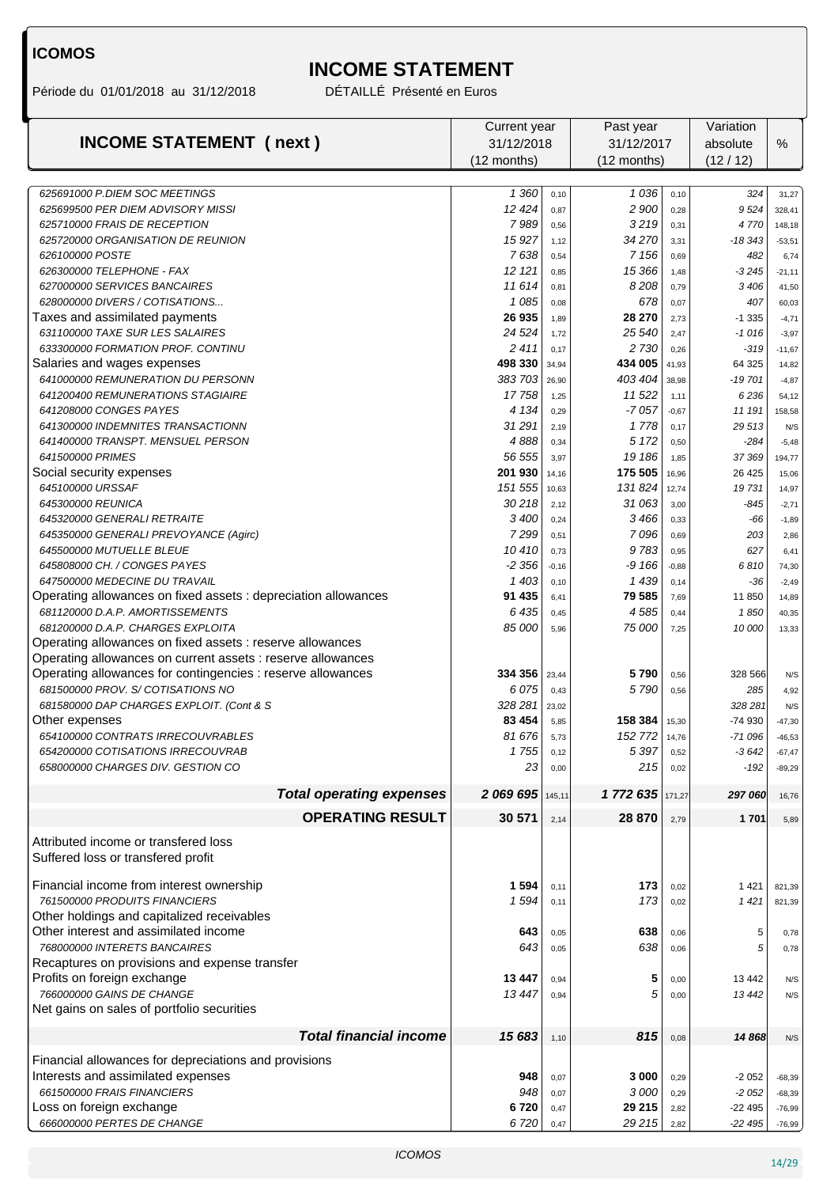**ICOMOS**

# INCOME STATEMENT

Période du 01/01/2018 au 31/12/2018 DÉTAILLÉ Présenté en Euros

| INCOME STATEMENT ( next ) | Current year 31/12/2018 (12 months) | | Past year 31/12/2017 (12 months) | | Variation absolute (12 / 12) | % |
|---|---|---|---|---|---|---|
| *625691000 P.DIEM SOC MEETINGS* | *1 360* | 0,10 | *1 036* | 0,10 | *324* | 31,27 |
| *625699500 PER DIEM ADVISORY MISSI* | *12 424* | 0,87 | *2 900* | 0,28 | *9 524* | 328,41 |
| *625710000 FRAIS DE RECEPTION* | *7 989* | 0,56 | *3 219* | 0,31 | *4 770* | 148,18 |
| *625720000 ORGANISATION DE REUNION* | *15 927* | 1,12 | *34 270* | 3,31 | *-18 343* | -53,51 |
| *626100000 POSTE* | *7 638* | 0,54 | *7 156* | 0,69 | *482* | 6,74 |
| *626300000 TELEPHONE - FAX* | *12 121* | 0,85 | *15 366* | 1,48 | *-3 245* | -21,11 |
| *627000000 SERVICES BANCAIRES* | *11 614* | 0,81 | *8 208* | 0,79 | *3 406* | 41,50 |
| *628000000 DIVERS / COTISATIONS...* | *1 085* | 0,08 | *678* | 0,07 | *407* | 60,03 |
| Taxes and assimilated payments | **26 935** | 1,89 | **28 270** | 2,73 | -1 335 | -4,71 |
| *631100000 TAXE SUR LES SALAIRES* | *24 524* | 1,72 | *25 540* | 2,47 | *-1 016* | -3,97 |
| *633300000 FORMATION PROF. CONTINU* | *2 411* | 0,17 | *2 730* | 0,26 | *-319* | -11,67 |
| Salaries and wages expenses | **498 330** | 34,94 | **434 005** | 41,93 | 64 325 | 14,82 |
| *641000000 REMUNERATION DU PERSONN* | *383 703* | 26,90 | *403 404* | 38,98 | *-19 701* | -4,87 |
| *641200400 REMUNERATIONS STAGIAIRE* | *17 758* | 1,25 | *11 522* | 1,11 | *6 236* | 54,12 |
| *641208000 CONGES PAYES* | *4 134* | 0,29 | *-7 057* | -0,67 | *11 191* | 158,58 |
| *641300000 INDEMNITES TRANSACTIONN* | *31 291* | 2,19 | *1 778* | 0,17 | *29 513* | N/S |
| *641400000 TRANSPT. MENSUEL PERSON* | *4 888* | 0,34 | *5 172* | 0,50 | *-284* | -5,48 |
| *641500000 PRIMES* | *56 555* | 3,97 | *19 186* | 1,85 | *37 369* | 194,77 |
| Social security expenses | **201 930** | 14,16 | **175 505** | 16,96 | 26 425 | 15,06 |
| *645100000 URSSAF* | *151 555* | 10,63 | *131 824* | 12,74 | *19 731* | 14,97 |
| *645300000 REUNICA* | *30 218* | 2,12 | *31 063* | 3,00 | *-845* | -2,71 |
| *645320000 GENERALI RETRAITE* | *3 400* | 0,24 | *3 466* | 0,33 | *-66* | -1,89 |
| *645350000 GENERALI PREVOYANCE (Agirc)* | *7 299* | 0,51 | *7 096* | 0,69 | *203* | 2,86 |
| *645500000 MUTUELLE BLEUE* | *10 410* | 0,73 | *9 783* | 0,95 | *627* | 6,41 |
| *645808000 CH. / CONGES PAYES* | *-2 356* | -0,16 | *-9 166* | -0,88 | *6 810* | 74,30 |
| *647500000 MEDECINE DU TRAVAIL* | *1 403* | 0,10 | *1 439* | 0,14 | *-36* | -2,49 |
| Operating allowances on fixed assets : depreciation allowances | **91 435** | 6,41 | **79 585** | 7,69 | 11 850 | 14,89 |
| *681120000 D.A.P. AMORTISSEMENTS* | *6 435* | 0,45 | *4 585* | 0,44 | *1 850* | 40,35 |
| *681200000 D.A.P. CHARGES EXPLOITA* | *85 000* | 5,96 | *75 000* | 7,25 | *10 000* | 13,33 |
| Operating allowances on fixed assets : reserve allowances | | | | | | |
| Operating allowances on current assets : reserve allowances | | | | | | |
| Operating allowances for contingencies : reserve allowances | **334 356** | 23,44 | **5 790** | 0,56 | 328 566 | N/S |
| *681500000 PROV. S/ COTISATIONS NO* | *6 075* | 0,43 | *5 790* | 0,56 | *285* | 4,92 |
| *681580000 DAP CHARGES EXPLOIT. (Cont & S* | *328 281* | 23,02 | | | *328 281* | N/S |
| Other expenses | **83 454** | 5,85 | **158 384** | 15,30 | -74 930 | -47,30 |
| *654100000 CONTRATS IRRECOUVRABLES* | *81 676* | 5,73 | *152 772* | 14,76 | *-71 096* | -46,53 |
| *654200000 COTISATIONS IRRECOUVRAB* | *1 755* | 0,12 | *5 397* | 0,52 | *-3 642* | -67,47 |
| *658000000 CHARGES DIV. GESTION CO* | *23* | 0,00 | *215* | 0,02 | *-192* | -89,29 |
| ***Total operating expenses*** | ***2 069 695*** | 145,11 | ***1 772 635*** | 171,27 | ***297 060*** | 16,76 |
| **OPERATING RESULT** | **30 571** | 2,14 | **28 870** | 2,79 | **1 701** | 5,89 |
| Attributed income or transfered loss | | | | | | |
| Suffered loss or transfered profit | | | | | | |
| Financial income from interest ownership | **1 594** | 0,11 | **173** | 0,02 | 1 421 | 821,39 |
| *761500000 PRODUITS FINANCIERS* | *1 594* | 0,11 | *173* | 0,02 | *1 421* | 821,39 |
| Other holdings and capitalized receivables | | | | | | |
| Other interest and assimilated income | **643** | 0,05 | **638** | 0,06 | 5 | 0,78 |
| *768000000 INTERETS BANCAIRES* | *643* | 0,05 | *638* | 0,06 | *5* | 0,78 |
| Recaptures on provisions and expense transfer | | | | | | |
| Profits on foreign exchange | **13 447** | 0,94 | **5** | 0,00 | 13 442 | N/S |
| *766000000 GAINS DE CHANGE* | *13 447* | 0,94 | *5* | 0,00 | *13 442* | N/S |
| Net gains on sales of portfolio securities | | | | | | |
| ***Total financial income*** | ***15 683*** | 1,10 | ***815*** | 0,08 | ***14 868*** | N/S |
| Financial allowances for depreciations and provisions | | | | | | |
| Interests and assimilated expenses | **948** | 0,07 | **3 000** | 0,29 | -2 052 | -68,39 |
| *661500000 FRAIS FINANCIERS* | *948* | 0,07 | *3 000* | 0,29 | *-2 052* | -68,39 |
| Loss on foreign exchange | **6 720** | 0,47 | **29 215** | 2,82 | -22 495 | -76,99 |
| *666000000 PERTES DE CHANGE* | *6 720* | 0,47 | *29 215* | 2,82 | *-22 495* | -76,99 |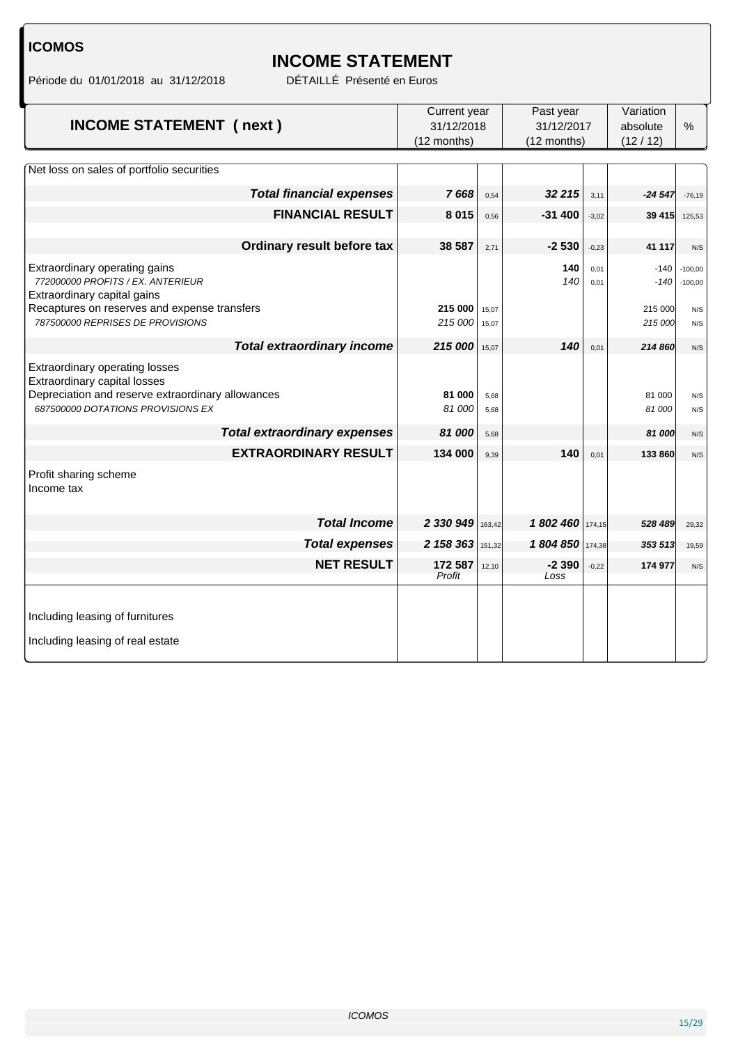**ICOMOS**

# INCOME STATEMENT

Période du 01/01/2018 au 31/12/2018 DÉTAILLÉ Présenté en Euros

| INCOME STATEMENT ( next ) | Current year 31/12/2018 (12 months) | | Past year 31/12/2017 (12 months) | | Variation absolute (12 / 12) | % |
|---|---|---|---|---|---|---|
| Net loss on sales of portfolio securities | | | | | | |
| ***Total financial expenses*** | ***7 668*** | 0,54 | ***32 215*** | 3,11 | ***-24 547*** | -76,19 |
| **FINANCIAL RESULT** | **8 015** | 0,56 | **-31 400** | -3,02 | **39 415** | 125,53 |
| **Ordinary result before tax** | **38 587** | 2,71 | **-2 530** | -0,23 | **41 117** | N/S |
| Extraordinary operating gains | | | **140** | 0,01 | -140 | -100,00 |
| *772000000 PROFITS / EX. ANTERIEUR* | | | *140* | 0,01 | *-140* | -100,00 |
| Extraordinary capital gains | | | | | | |
| Recaptures on reserves and expense transfers | **215 000** | 15,07 | | | 215 000 | N/S |
| *787500000 REPRISES DE PROVISIONS* | *215 000* | 15,07 | | | *215 000* | N/S |
| ***Total extraordinary income*** | ***215 000*** | 15,07 | ***140*** | 0,01 | ***214 860*** | N/S |
| Extraordinary operating losses | | | | | | |
| Extraordinary capital losses | | | | | | |
| Depreciation and reserve extraordinary allowances | **81 000** | 5,68 | | | 81 000 | N/S |
| *687500000 DOTATIONS PROVISIONS EX* | *81 000* | 5,68 | | | *81 000* | N/S |
| ***Total extraordinary expenses*** | ***81 000*** | 5,68 | | | ***81 000*** | N/S |
| **EXTRAORDINARY RESULT** | **134 000** | 9,39 | **140** | 0,01 | **133 860** | N/S |
| Profit sharing scheme | | | | | | |
| Income tax | | | | | | |
| ***Total Income*** | ***2 330 949*** | 163,42 | ***1 802 460*** | 174,15 | ***528 489*** | 29,32 |
| ***Total expenses*** | ***2 158 363*** | 151,32 | ***1 804 850*** | 174,38 | ***353 513*** | 19,59 |
| **NET RESULT** | **172 587** *Profit* | 12,10 | **-2 390** *Loss* | -0,22 | **174 977** | N/S |
| Including leasing of furnitures | | | | | | |
| Including leasing of real estate | | | | | | |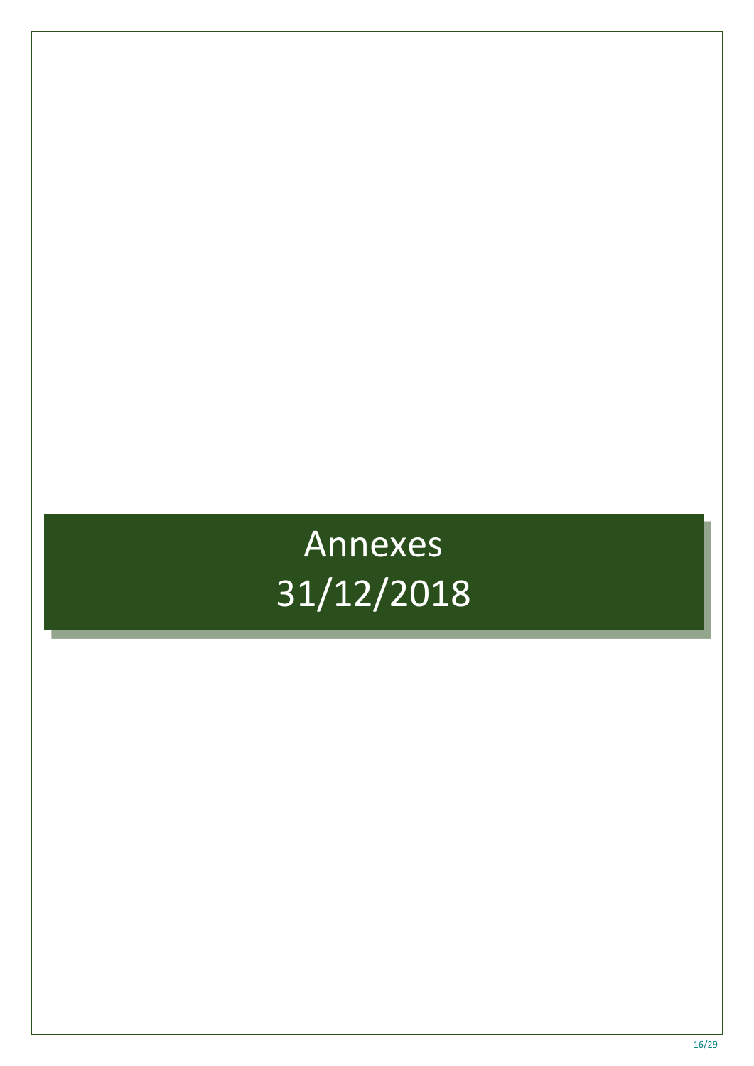# Annexes
# 31/12/2018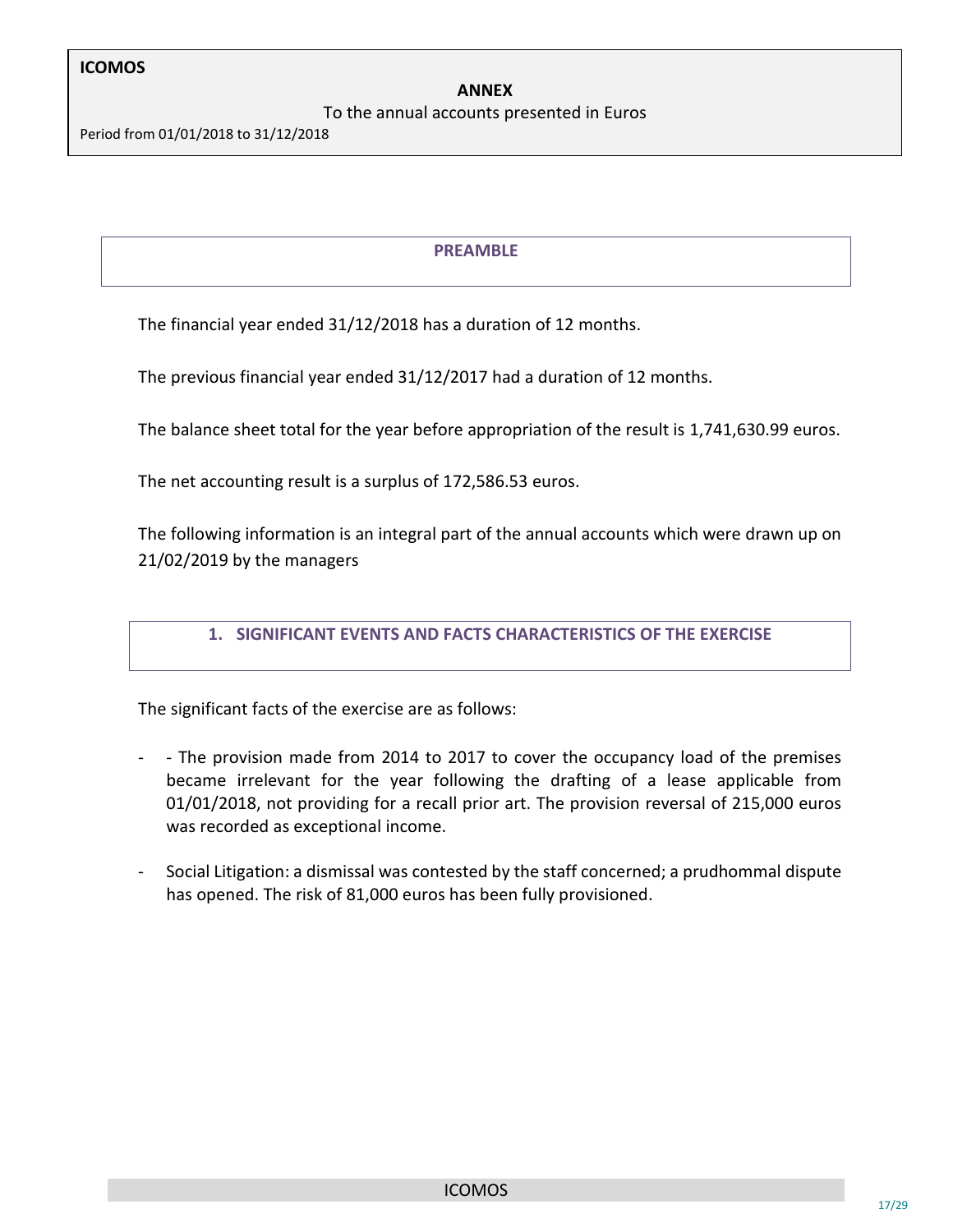**ICOMOS**

**ANNEX**

To the annual accounts presented in Euros

Period from 01/01/2018 to 31/12/2018

## PREAMBLE

The financial year ended 31/12/2018 has a duration of 12 months.

The previous financial year ended 31/12/2017 had a duration of 12 months.

The balance sheet total for the year before appropriation of the result is 1,741,630.99 euros.

The net accounting result is a surplus of 172,586.53 euros.

The following information is an integral part of the annual accounts which were drawn up on 21/02/2019 by the managers

## 1. SIGNIFICANT EVENTS AND FACTS CHARACTERISTICS OF THE EXERCISE

The significant facts of the exercise are as follows:

- - The provision made from 2014 to 2017 to cover the occupancy load of the premises became irrelevant for the year following the drafting of a lease applicable from 01/01/2018, not providing for a recall prior art. The provision reversal of 215,000 euros was recorded as exceptional income.
- Social Litigation: a dismissal was contested by the staff concerned; a prudhommal dispute has opened. The risk of 81,000 euros has been fully provisioned.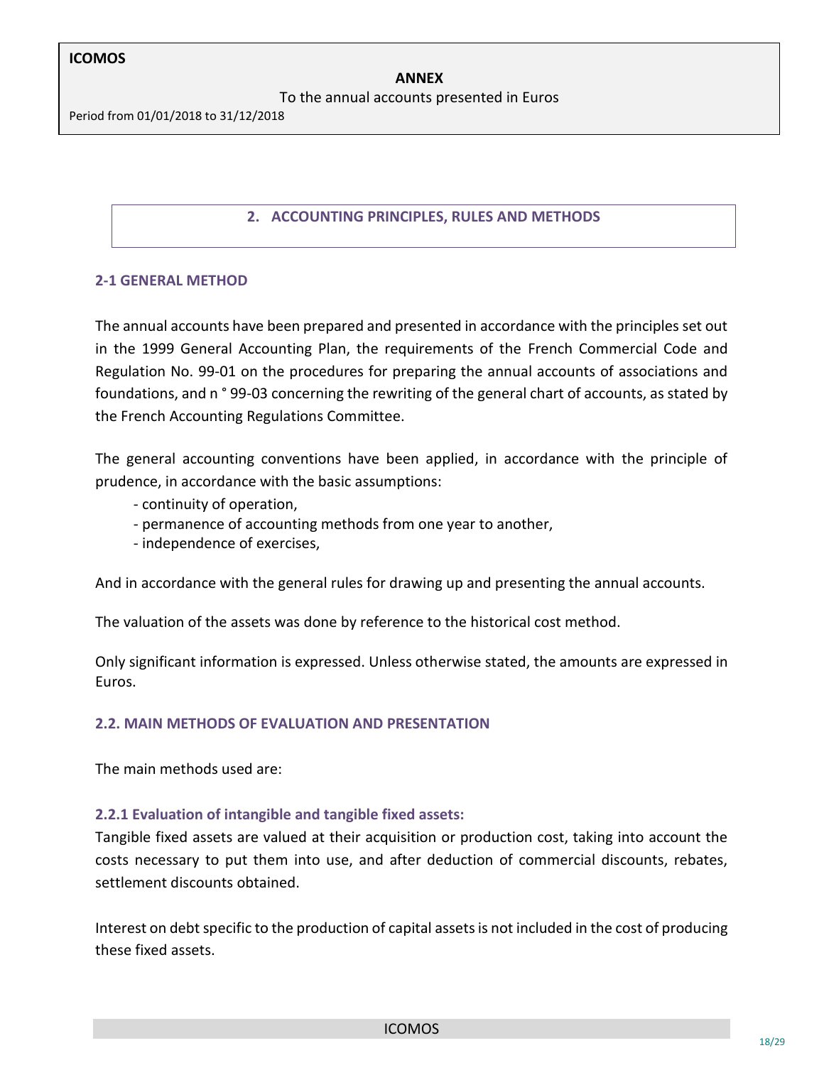## 2. ACCOUNTING PRINCIPLES, RULES AND METHODS

### 2-1 GENERAL METHOD

The annual accounts have been prepared and presented in accordance with the principles set out in the 1999 General Accounting Plan, the requirements of the French Commercial Code and Regulation No. 99-01 on the procedures for preparing the annual accounts of associations and foundations, and n ° 99-03 concerning the rewriting of the general chart of accounts, as stated by the French Accounting Regulations Committee.

The general accounting conventions have been applied, in accordance with the principle of prudence, in accordance with the basic assumptions:

- continuity of operation,
- permanence of accounting methods from one year to another,
- independence of exercises,

And in accordance with the general rules for drawing up and presenting the annual accounts.

The valuation of the assets was done by reference to the historical cost method.

Only significant information is expressed. Unless otherwise stated, the amounts are expressed in Euros.

### 2.2. MAIN METHODS OF EVALUATION AND PRESENTATION

The main methods used are:

#### 2.2.1 Evaluation of intangible and tangible fixed assets:

Tangible fixed assets are valued at their acquisition or production cost, taking into account the costs necessary to put them into use, and after deduction of commercial discounts, rebates, settlement discounts obtained.

Interest on debt specific to the production of capital assets is not included in the cost of producing these fixed assets.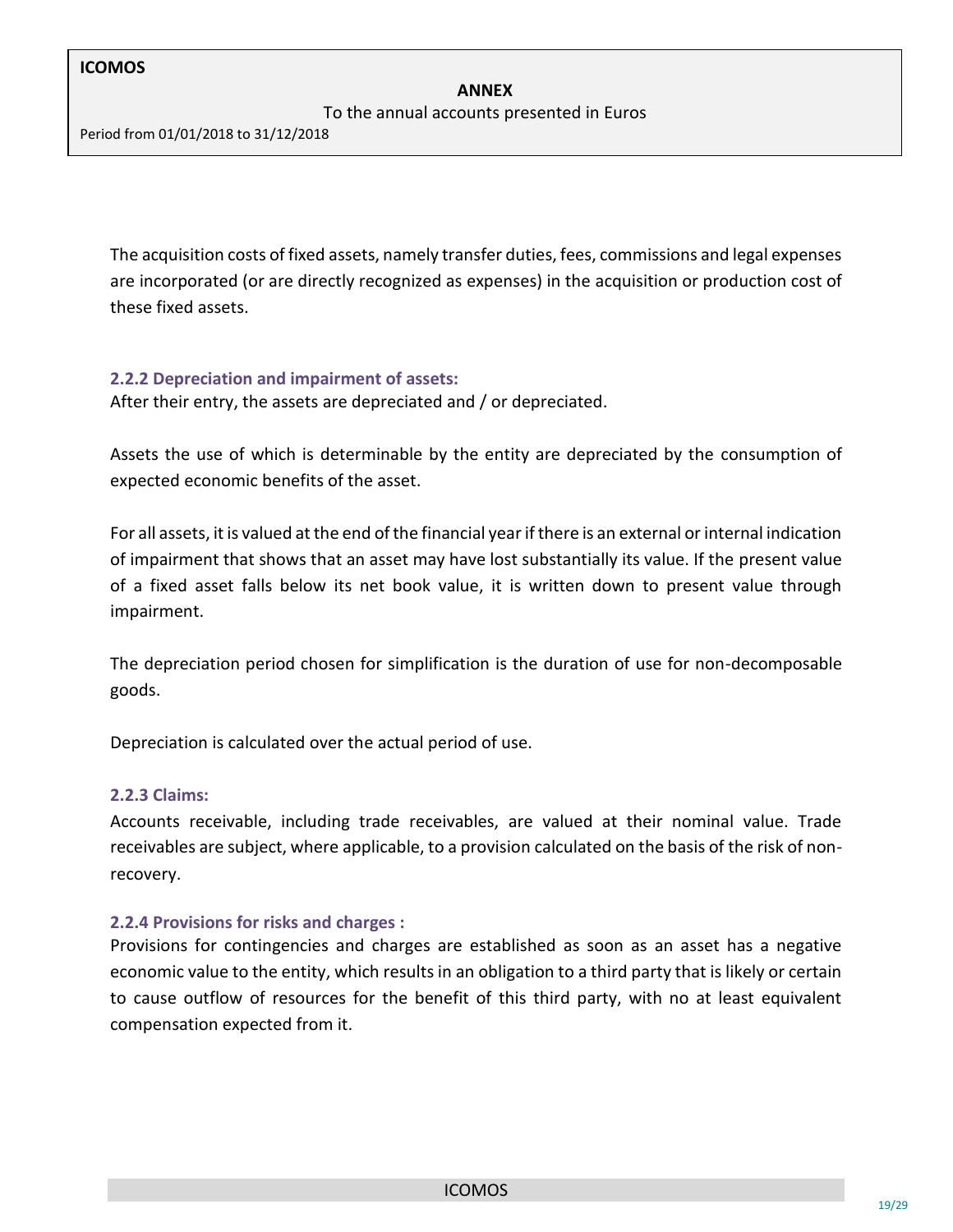The acquisition costs of fixed assets, namely transfer duties, fees, commissions and legal expenses are incorporated (or are directly recognized as expenses) in the acquisition or production cost of these fixed assets.

### 2.2.2 Depreciation and impairment of assets:

After their entry, the assets are depreciated and / or depreciated.

Assets the use of which is determinable by the entity are depreciated by the consumption of expected economic benefits of the asset.

For all assets, it is valued at the end of the financial year if there is an external or internal indication of impairment that shows that an asset may have lost substantially its value. If the present value of a fixed asset falls below its net book value, it is written down to present value through impairment.

The depreciation period chosen for simplification is the duration of use for non-decomposable goods.

Depreciation is calculated over the actual period of use.

### 2.2.3 Claims:

Accounts receivable, including trade receivables, are valued at their nominal value. Trade receivables are subject, where applicable, to a provision calculated on the basis of the risk of non-recovery.

### 2.2.4 Provisions for risks and charges :

Provisions for contingencies and charges are established as soon as an asset has a negative economic value to the entity, which results in an obligation to a third party that is likely or certain to cause outflow of resources for the benefit of this third party, with no at least equivalent compensation expected from it.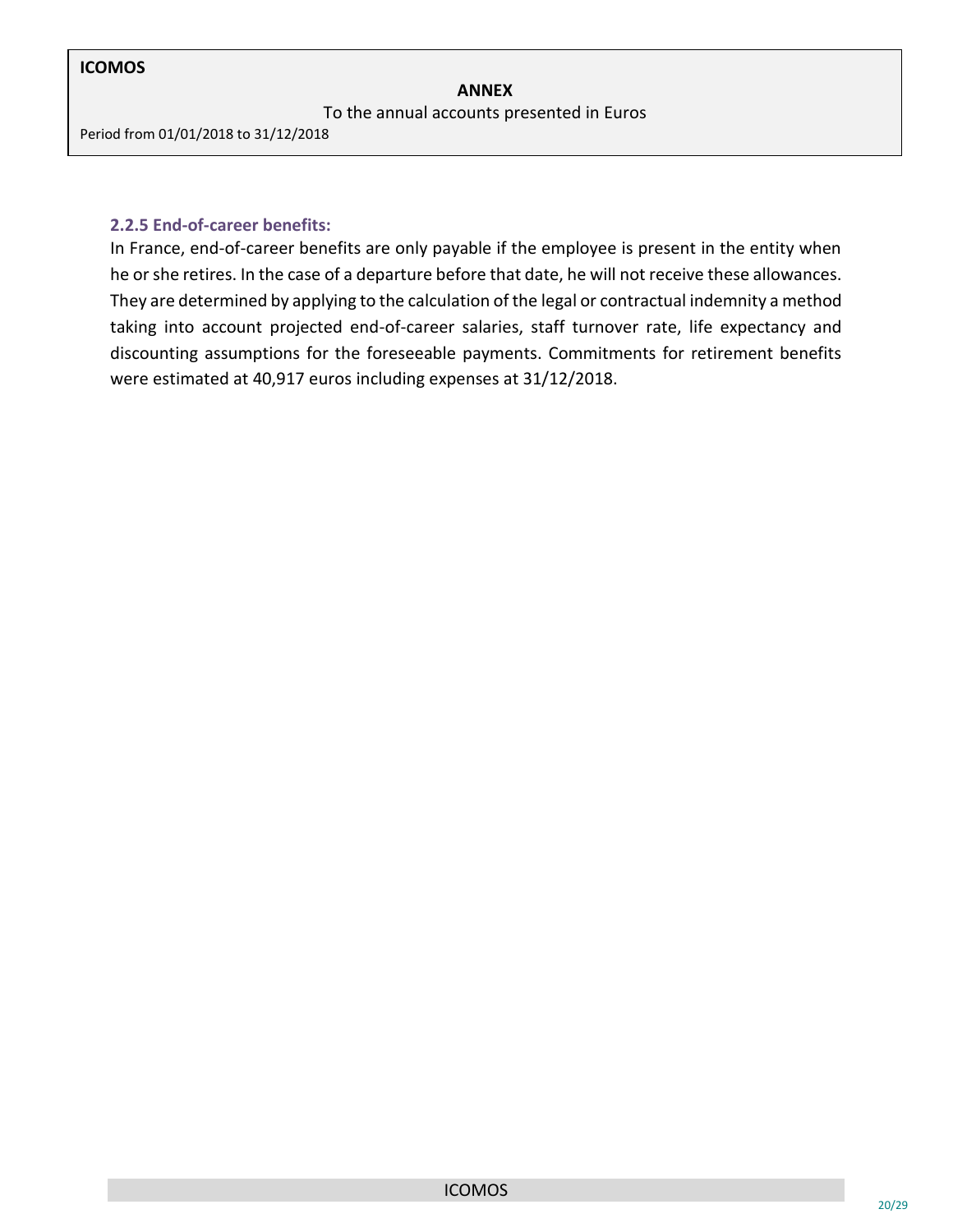### 2.2.5 End-of-career benefits:

In France, end-of-career benefits are only payable if the employee is present in the entity when he or she retires. In the case of a departure before that date, he will not receive these allowances. They are determined by applying to the calculation of the legal or contractual indemnity a method taking into account projected end-of-career salaries, staff turnover rate, life expectancy and discounting assumptions for the foreseeable payments. Commitments for retirement benefits were estimated at 40,917 euros including expenses at 31/12/2018.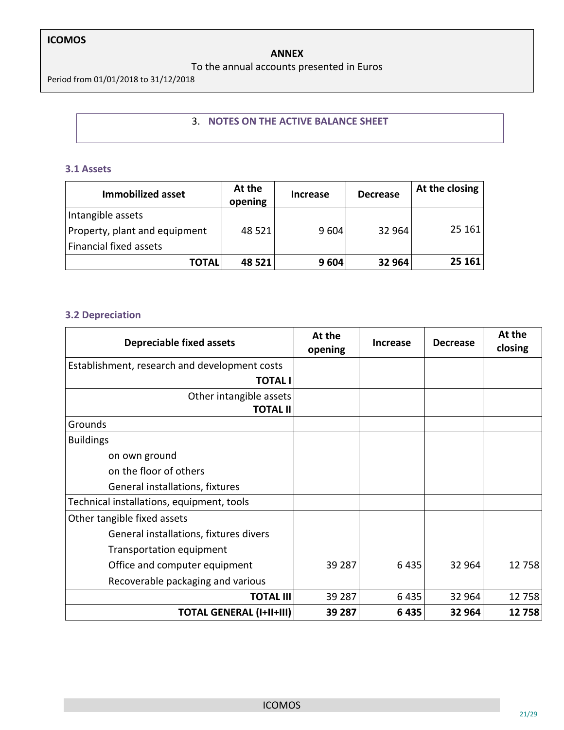**ICOMOS**

**ANNEX**

To the annual accounts presented in Euros

Period from 01/01/2018 to 31/12/2018

## 3. NOTES ON THE ACTIVE BALANCE SHEET

### 3.1 Assets

| Immobilized asset | At the opening | Increase | Decrease | At the closing |
|---|---|---|---|---|
| Intangible assets | | | | |
| Property, plant and equipment | 48 521 | 9 604 | 32 964 | 25 161 |
| Financial fixed assets | | | | |
| **TOTAL** | **48 521** | **9 604** | **32 964** | **25 161** |

### 3.2 Depreciation

| Depreciable fixed assets | At the opening | Increase | Decrease | At the closing |
|---|---|---|---|---|
| Establishment, research and development costs | | | | |
| **TOTAL I** | | | | |
| Other intangible assets | | | | |
| **TOTAL II** | | | | |
| Grounds | | | | |
| Buildings | | | | |
| on own ground | | | | |
| on the floor of others | | | | |
| General installations, fixtures | | | | |
| Technical installations, equipment, tools | | | | |
| Other tangible fixed assets | | | | |
| General installations, fixtures divers | | | | |
| Transportation equipment | | | | |
| Office and computer equipment | 39 287 | 6 435 | 32 964 | 12 758 |
| Recoverable packaging and various | | | | |
| **TOTAL III** | 39 287 | 6 435 | 32 964 | 12 758 |
| **TOTAL GENERAL (I+II+III)** | **39 287** | **6 435** | **32 964** | **12 758** |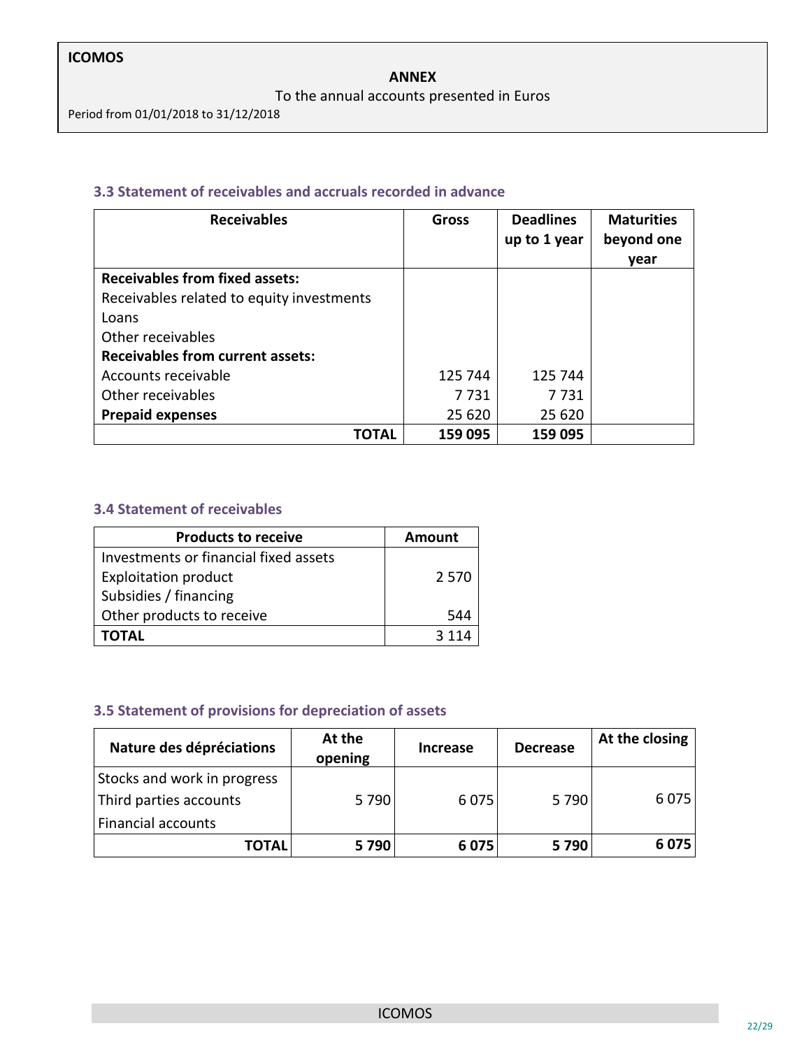**ICOMOS**

**ANNEX**

To the annual accounts presented in Euros

Period from 01/01/2018 to 31/12/2018

### 3.3 Statement of receivables and accruals recorded in advance

| Receivables | Gross | Deadlines up to 1 year | Maturities beyond one year |
|---|---|---|---|
| **Receivables from fixed assets:** | | | |
| Receivables related to equity investments | | | |
| Loans | | | |
| Other receivables | | | |
| **Receivables from current assets:** | | | |
| Accounts receivable | 125 744 | 125 744 | |
| Other receivables | 7 731 | 7 731 | |
| **Prepaid expenses** | 25 620 | 25 620 | |
| **TOTAL** | **159 095** | **159 095** | |

### 3.4 Statement of receivables

| Products to receive | Amount |
|---|---|
| Investments or financial fixed assets | |
| Exploitation product | 2 570 |
| Subsidies / financing | |
| Other products to receive | 544 |
| **TOTAL** | 3 114 |

### 3.5 Statement of provisions for depreciation of assets

| Nature des dépréciations | At the opening | Increase | Decrease | At the closing |
|---|---|---|---|---|
| Stocks and work in progress | | | | |
| Third parties accounts | 5 790 | 6 075 | 5 790 | 6 075 |
| Financial accounts | | | | |
| **TOTAL** | **5 790** | **6 075** | **5 790** | **6 075** |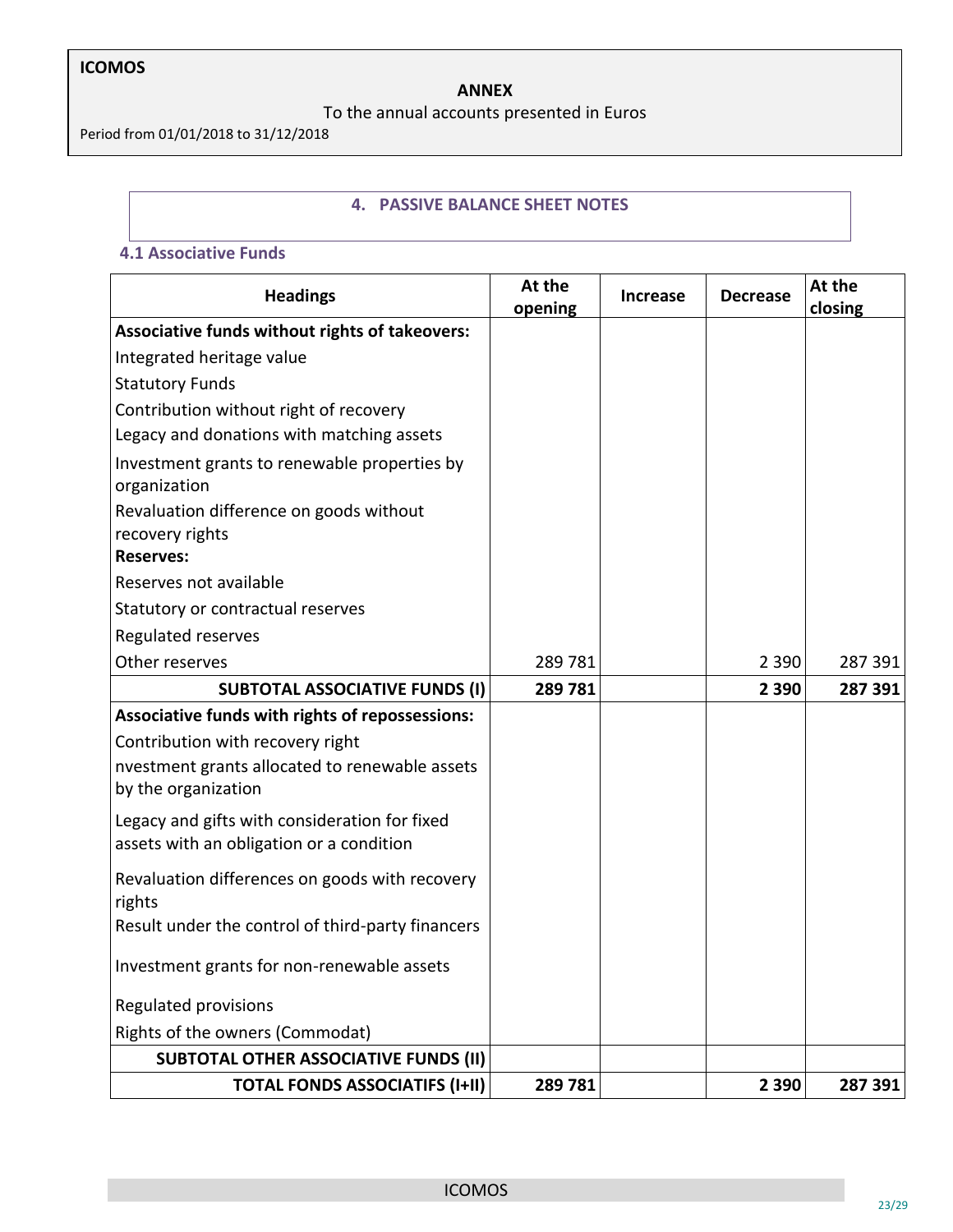**ICOMOS**

**ANNEX**

To the annual accounts presented in Euros

Period from 01/01/2018 to 31/12/2018

## 4. PASSIVE BALANCE SHEET NOTES

### 4.1 Associative Funds

| Headings | At the opening | Increase | Decrease | At the closing |
|---|---|---|---|---|
| **Associative funds without rights of takeovers:** | | | | |
| Integrated heritage value | | | | |
| Statutory Funds | | | | |
| Contribution without right of recovery | | | | |
| Legacy and donations with matching assets | | | | |
| Investment grants to renewable properties by organization | | | | |
| Revaluation difference on goods without recovery rights | | | | |
| **Reserves:** | | | | |
| Reserves not available | | | | |
| Statutory or contractual reserves | | | | |
| Regulated reserves | | | | |
| Other reserves | 289 781 | | 2 390 | 287 391 |
| **SUBTOTAL ASSOCIATIVE FUNDS (I)** | **289 781** | | **2 390** | **287 391** |
| **Associative funds with rights of repossessions:** | | | | |
| Contribution with recovery right | | | | |
| nvestment grants allocated to renewable assets by the organization | | | | |
| Legacy and gifts with consideration for fixed assets with an obligation or a condition | | | | |
| Revaluation differences on goods with recovery rights | | | | |
| Result under the control of third-party financers | | | | |
| Investment grants for non-renewable assets | | | | |
| Regulated provisions | | | | |
| Rights of the owners (Commodat) | | | | |
| **SUBTOTAL OTHER ASSOCIATIVE FUNDS (II)** | | | | |
| **TOTAL FONDS ASSOCIATIFS (I+II)** | **289 781** | | **2 390** | **287 391** |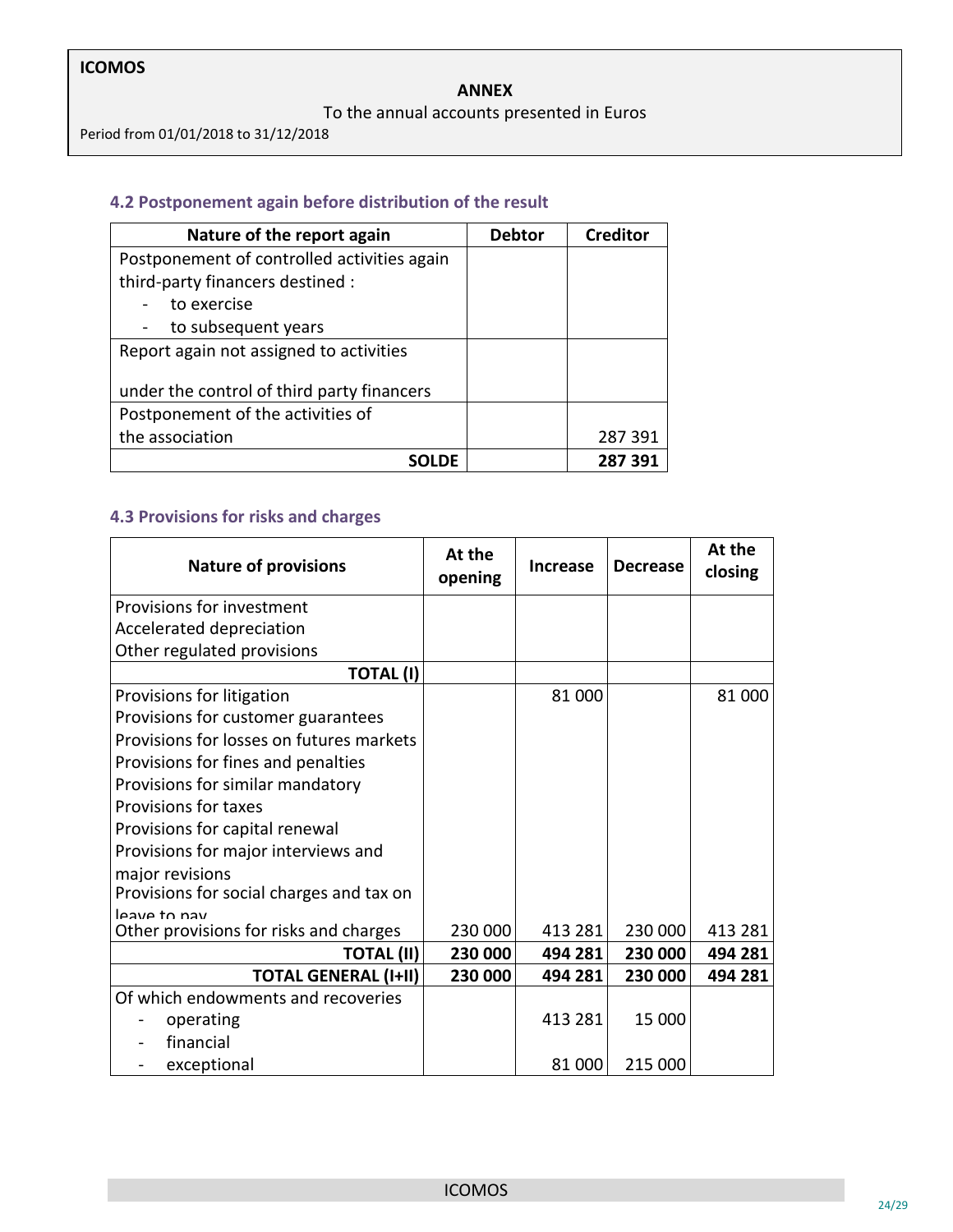ICOMOS

**ANNEX**

To the annual accounts presented in Euros

Period from 01/01/2018 to 31/12/2018

### 4.2 Postponement again before distribution of the result

| Nature of the report again | Debtor | Creditor |
|---|---|---|
| Postponement of controlled activities again third-party financers destined :<br>- to exercise<br>- to subsequent years | | |
| Report again not assigned to activities<br><br>under the control of third party financers | | |
| Postponement of the activities of the association | | 287 391 |
| **SOLDE** | | **287 391** |

### 4.3 Provisions for risks and charges

| Nature of provisions | At the opening | Increase | Decrease | At the closing |
|---|---|---|---|---|
| Provisions for investment<br>Accelerated depreciation<br>Other regulated provisions | | | | |
| **TOTAL (I)** | | | | |
| Provisions for litigation | | 81 000 | | 81 000 |
| Provisions for customer guarantees | | | | |
| Provisions for losses on futures markets | | | | |
| Provisions for fines and penalties | | | | |
| Provisions for similar mandatory | | | | |
| Provisions for taxes | | | | |
| Provisions for capital renewal | | | | |
| Provisions for major interviews and major revisions | | | | |
| Provisions for social charges and tax on leave to pay | | | | |
| Other provisions for risks and charges | 230 000 | 413 281 | 230 000 | 413 281 |
| **TOTAL (II)** | **230 000** | **494 281** | **230 000** | **494 281** |
| **TOTAL GENERAL (I+II)** | **230 000** | **494 281** | **230 000** | **494 281** |
| Of which endowments and recoveries | | | | |
| - operating | | 413 281 | 15 000 | |
| - financial | | | | |
| - exceptional | | 81 000 | 215 000 | |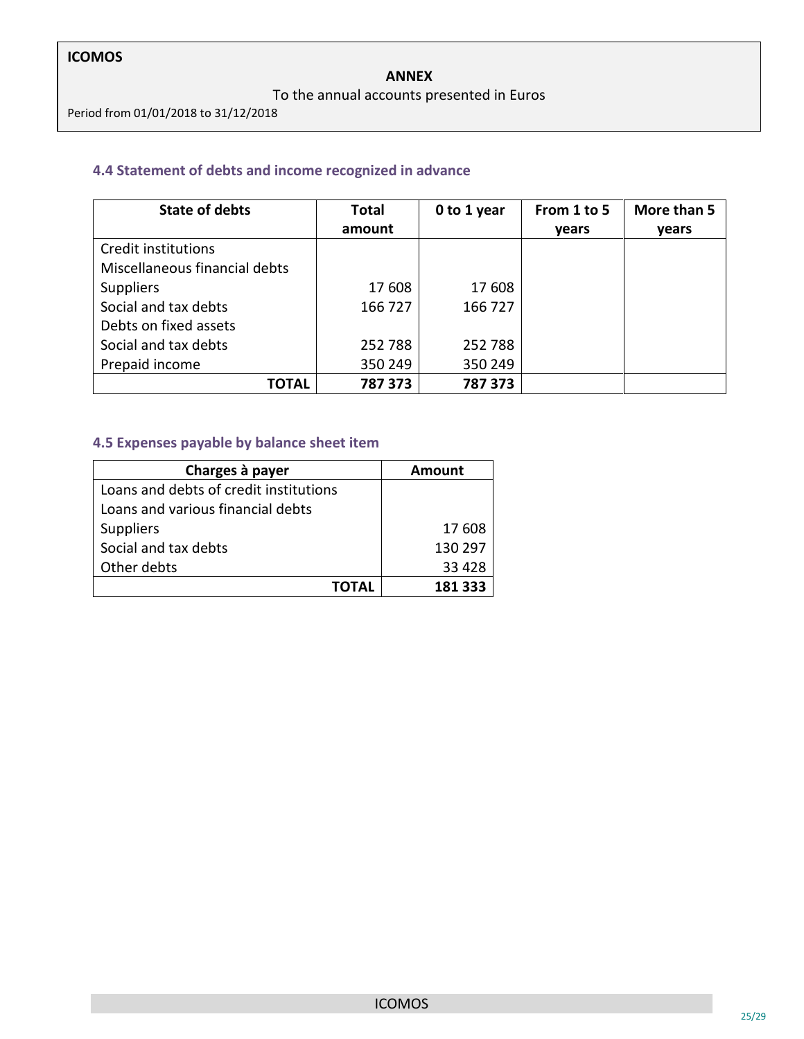**ICOMOS**

**ANNEX**

To the annual accounts presented in Euros

Period from 01/01/2018 to 31/12/2018

### 4.4 Statement of debts and income recognized in advance

| State of debts | Total amount | 0 to 1 year | From 1 to 5 years | More than 5 years |
|---|---|---|---|---|
| Credit institutions | | | | |
| Miscellaneous financial debts | | | | |
| Suppliers | 17 608 | 17 608 | | |
| Social and tax debts | 166 727 | 166 727 | | |
| Debts on fixed assets | | | | |
| Social and tax debts | 252 788 | 252 788 | | |
| Prepaid income | 350 249 | 350 249 | | |
| **TOTAL** | **787 373** | **787 373** | | |

### 4.5 Expenses payable by balance sheet item

| Charges à payer | Amount |
|---|---|
| Loans and debts of credit institutions | |
| Loans and various financial debts | |
| Suppliers | 17 608 |
| Social and tax debts | 130 297 |
| Other debts | 33 428 |
| **TOTAL** | **181 333** |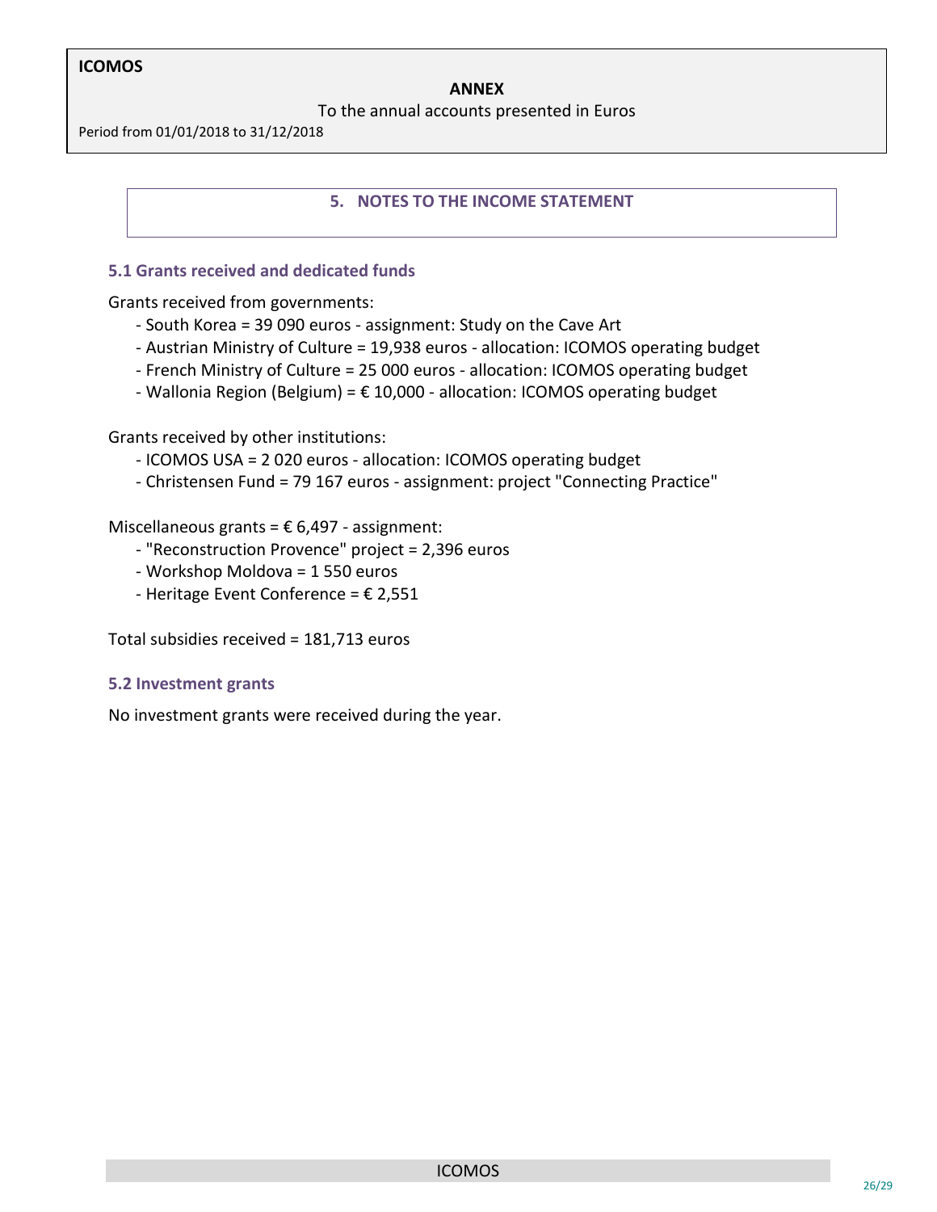**ICOMOS**

**ANNEX**

To the annual accounts presented in Euros

Period from 01/01/2018 to 31/12/2018

## 5. NOTES TO THE INCOME STATEMENT

### 5.1 Grants received and dedicated funds

Grants received from governments:

- South Korea = 39 090 euros - assignment: Study on the Cave Art
- Austrian Ministry of Culture = 19,938 euros - allocation: ICOMOS operating budget
- French Ministry of Culture = 25 000 euros - allocation: ICOMOS operating budget
- Wallonia Region (Belgium) = € 10,000 - allocation: ICOMOS operating budget

Grants received by other institutions:

- ICOMOS USA = 2 020 euros - allocation: ICOMOS operating budget
- Christensen Fund = 79 167 euros - assignment: project "Connecting Practice"

Miscellaneous grants = € 6,497 - assignment:

- "Reconstruction Provence" project = 2,396 euros
- Workshop Moldova = 1 550 euros
- Heritage Event Conference = € 2,551

Total subsidies received = 181,713 euros

### 5.2 Investment grants

No investment grants were received during the year.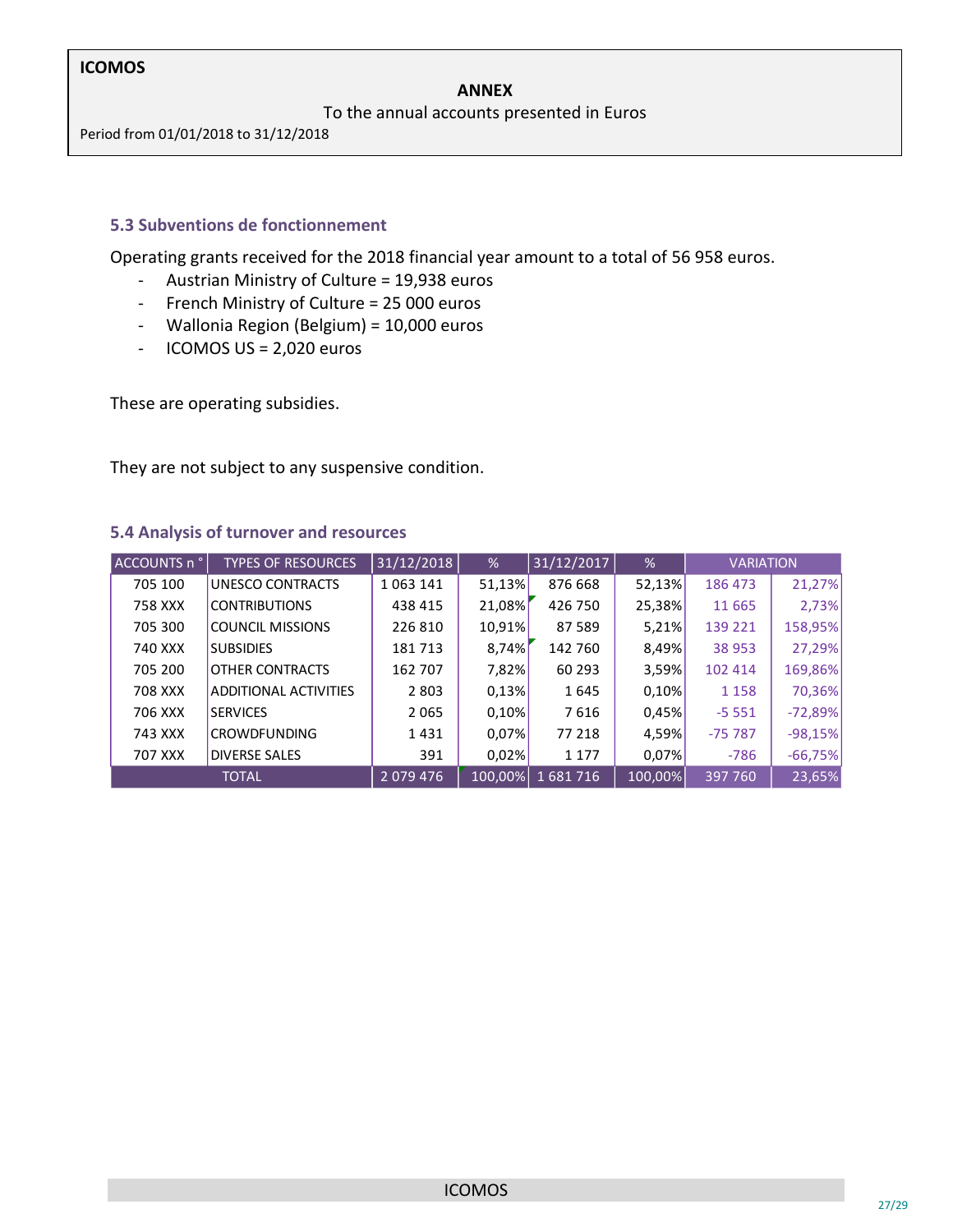**ICOMOS**

**ANNEX**

To the annual accounts presented in Euros

Period from 01/01/2018 to 31/12/2018

### 5.3 Subventions de fonctionnement

Operating grants received for the 2018 financial year amount to a total of 56 958 euros.

- Austrian Ministry of Culture = 19,938 euros
- French Ministry of Culture = 25 000 euros
- Wallonia Region (Belgium) = 10,000 euros
- ICOMOS US = 2,020 euros

These are operating subsidies.

They are not subject to any suspensive condition.

### 5.4 Analysis of turnover and resources

| ACCOUNTS n ° | TYPES OF RESOURCES | 31/12/2018 | % | 31/12/2017 | % | VARIATION | |
|---|---|---|---|---|---|---|---|
| 705 100 | UNESCO CONTRACTS | 1 063 141 | 51,13% | 876 668 | 52,13% | 186 473 | 21,27% |
| 758 XXX | CONTRIBUTIONS | 438 415 | 21,08% | 426 750 | 25,38% | 11 665 | 2,73% |
| 705 300 | COUNCIL MISSIONS | 226 810 | 10,91% | 87 589 | 5,21% | 139 221 | 158,95% |
| 740 XXX | SUBSIDIES | 181 713 | 8,74% | 142 760 | 8,49% | 38 953 | 27,29% |
| 705 200 | OTHER CONTRACTS | 162 707 | 7,82% | 60 293 | 3,59% | 102 414 | 169,86% |
| 708 XXX | ADDITIONAL ACTIVITIES | 2 803 | 0,13% | 1 645 | 0,10% | 1 158 | 70,36% |
| 706 XXX | SERVICES | 2 065 | 0,10% | 7 616 | 0,45% | -5 551 | -72,89% |
| 743 XXX | CROWDFUNDING | 1 431 | 0,07% | 77 218 | 4,59% | -75 787 | -98,15% |
| 707 XXX | DIVERSE SALES | 391 | 0,02% | 1 177 | 0,07% | -786 | -66,75% |
| TOTAL | | 2 079 476 | 100,00% | 1 681 716 | 100,00% | 397 760 | 23,65% |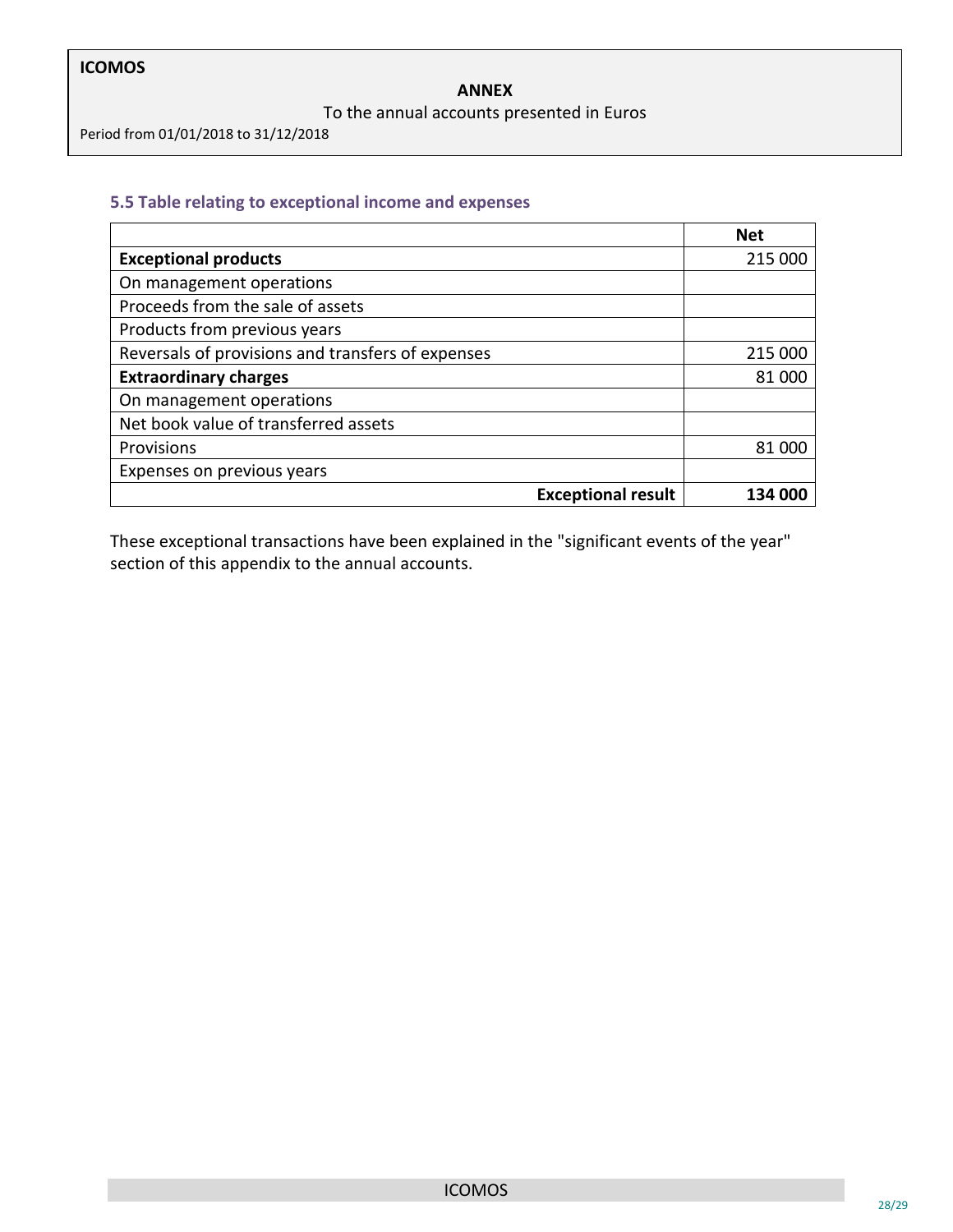### 5.5 Table relating to exceptional income and expenses

| | Net |
|---|---|
| **Exceptional products** | 215 000 |
| On management operations | |
| Proceeds from the sale of assets | |
| Products from previous years | |
| Reversals of provisions and transfers of expenses | 215 000 |
| **Extraordinary charges** | 81 000 |
| On management operations | |
| Net book value of transferred assets | |
| Provisions | 81 000 |
| Expenses on previous years | |
| **Exceptional result** | **134 000** |

These exceptional transactions have been explained in the "significant events of the year" section of this appendix to the annual accounts.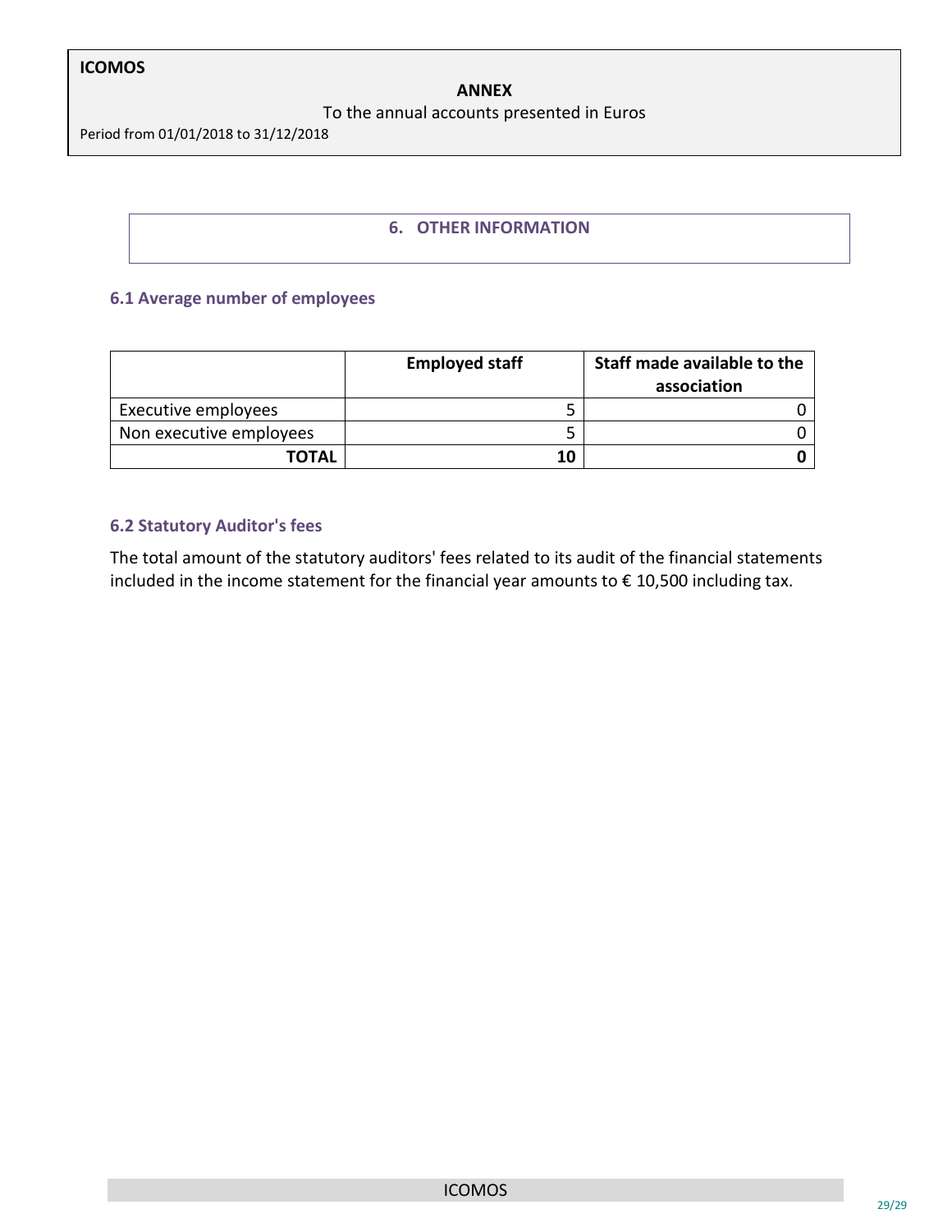## 6. OTHER INFORMATION

### 6.1 Average number of employees

| | Employed staff | Staff made available to the association |
|---|---|---|
| Executive employees | 5 | 0 |
| Non executive employees | 5 | 0 |
| **TOTAL** | **10** | **0** |

### 6.2 Statutory Auditor's fees

The total amount of the statutory auditors' fees related to its audit of the financial statements included in the income statement for the financial year amounts to € 10,500 including tax.